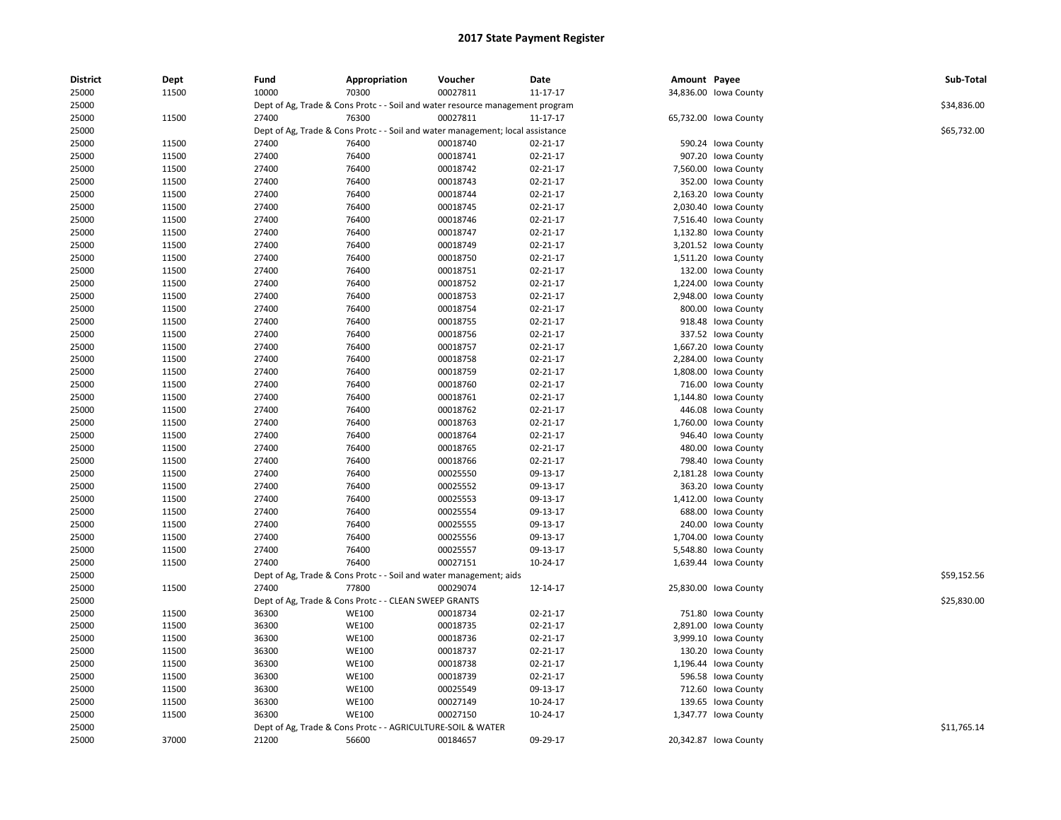# 2017 State Payment Register

| District | Dept | Fund | Appropriation | Voucher | Date | Amount | Payee | Sub-Total |
|---|---|---|---|---|---|---|---|---|
| 25000 | 11500 | 10000 | 70300 | 00027811 | 11-17-17 | 34,836.00 | Iowa County | |
| 25000 | | Dept of Ag, Trade & Cons Protc - - Soil and water resource management program | | | | | | $34,836.00 |
| 25000 | 11500 | 27400 | 76300 | 00027811 | 11-17-17 | 65,732.00 | Iowa County | |
| 25000 | | Dept of Ag, Trade & Cons Protc - - Soil and water management; local assistance | | | | | | $65,732.00 |
| 25000 | 11500 | 27400 | 76400 | 00018740 | 02-21-17 | 590.24 | Iowa County | |
| 25000 | 11500 | 27400 | 76400 | 00018741 | 02-21-17 | 907.20 | Iowa County | |
| 25000 | 11500 | 27400 | 76400 | 00018742 | 02-21-17 | 7,560.00 | Iowa County | |
| 25000 | 11500 | 27400 | 76400 | 00018743 | 02-21-17 | 352.00 | Iowa County | |
| 25000 | 11500 | 27400 | 76400 | 00018744 | 02-21-17 | 2,163.20 | Iowa County | |
| 25000 | 11500 | 27400 | 76400 | 00018745 | 02-21-17 | 2,030.40 | Iowa County | |
| 25000 | 11500 | 27400 | 76400 | 00018746 | 02-21-17 | 7,516.40 | Iowa County | |
| 25000 | 11500 | 27400 | 76400 | 00018747 | 02-21-17 | 1,132.80 | Iowa County | |
| 25000 | 11500 | 27400 | 76400 | 00018749 | 02-21-17 | 3,201.52 | Iowa County | |
| 25000 | 11500 | 27400 | 76400 | 00018750 | 02-21-17 | 1,511.20 | Iowa County | |
| 25000 | 11500 | 27400 | 76400 | 00018751 | 02-21-17 | 132.00 | Iowa County | |
| 25000 | 11500 | 27400 | 76400 | 00018752 | 02-21-17 | 1,224.00 | Iowa County | |
| 25000 | 11500 | 27400 | 76400 | 00018753 | 02-21-17 | 2,948.00 | Iowa County | |
| 25000 | 11500 | 27400 | 76400 | 00018754 | 02-21-17 | 800.00 | Iowa County | |
| 25000 | 11500 | 27400 | 76400 | 00018755 | 02-21-17 | 918.48 | Iowa County | |
| 25000 | 11500 | 27400 | 76400 | 00018756 | 02-21-17 | 337.52 | Iowa County | |
| 25000 | 11500 | 27400 | 76400 | 00018757 | 02-21-17 | 1,667.20 | Iowa County | |
| 25000 | 11500 | 27400 | 76400 | 00018758 | 02-21-17 | 2,284.00 | Iowa County | |
| 25000 | 11500 | 27400 | 76400 | 00018759 | 02-21-17 | 1,808.00 | Iowa County | |
| 25000 | 11500 | 27400 | 76400 | 00018760 | 02-21-17 | 716.00 | Iowa County | |
| 25000 | 11500 | 27400 | 76400 | 00018761 | 02-21-17 | 1,144.80 | Iowa County | |
| 25000 | 11500 | 27400 | 76400 | 00018762 | 02-21-17 | 446.08 | Iowa County | |
| 25000 | 11500 | 27400 | 76400 | 00018763 | 02-21-17 | 1,760.00 | Iowa County | |
| 25000 | 11500 | 27400 | 76400 | 00018764 | 02-21-17 | 946.40 | Iowa County | |
| 25000 | 11500 | 27400 | 76400 | 00018765 | 02-21-17 | 480.00 | Iowa County | |
| 25000 | 11500 | 27400 | 76400 | 00018766 | 02-21-17 | 798.40 | Iowa County | |
| 25000 | 11500 | 27400 | 76400 | 00025550 | 09-13-17 | 2,181.28 | Iowa County | |
| 25000 | 11500 | 27400 | 76400 | 00025552 | 09-13-17 | 363.20 | Iowa County | |
| 25000 | 11500 | 27400 | 76400 | 00025553 | 09-13-17 | 1,412.00 | Iowa County | |
| 25000 | 11500 | 27400 | 76400 | 00025554 | 09-13-17 | 688.00 | Iowa County | |
| 25000 | 11500 | 27400 | 76400 | 00025555 | 09-13-17 | 240.00 | Iowa County | |
| 25000 | 11500 | 27400 | 76400 | 00025556 | 09-13-17 | 1,704.00 | Iowa County | |
| 25000 | 11500 | 27400 | 76400 | 00025557 | 09-13-17 | 5,548.80 | Iowa County | |
| 25000 | 11500 | 27400 | 76400 | 00027151 | 10-24-17 | 1,639.44 | Iowa County | |
| 25000 | | Dept of Ag, Trade & Cons Protc - - Soil and water management; aids | | | | | | $59,152.56 |
| 25000 | 11500 | 27400 | 77800 | 00029074 | 12-14-17 | 25,830.00 | Iowa County | |
| 25000 | | Dept of Ag, Trade & Cons Protc - - CLEAN SWEEP GRANTS | | | | | | $25,830.00 |
| 25000 | 11500 | 36300 | WE100 | 00018734 | 02-21-17 | 751.80 | Iowa County | |
| 25000 | 11500 | 36300 | WE100 | 00018735 | 02-21-17 | 2,891.00 | Iowa County | |
| 25000 | 11500 | 36300 | WE100 | 00018736 | 02-21-17 | 3,999.10 | Iowa County | |
| 25000 | 11500 | 36300 | WE100 | 00018737 | 02-21-17 | 130.20 | Iowa County | |
| 25000 | 11500 | 36300 | WE100 | 00018738 | 02-21-17 | 1,196.44 | Iowa County | |
| 25000 | 11500 | 36300 | WE100 | 00018739 | 02-21-17 | 596.58 | Iowa County | |
| 25000 | 11500 | 36300 | WE100 | 00025549 | 09-13-17 | 712.60 | Iowa County | |
| 25000 | 11500 | 36300 | WE100 | 00027149 | 10-24-17 | 139.65 | Iowa County | |
| 25000 | 11500 | 36300 | WE100 | 00027150 | 10-24-17 | 1,347.77 | Iowa County | |
| 25000 | | Dept of Ag, Trade & Cons Protc - - AGRICULTURE-SOIL & WATER | | | | | | $11,765.14 |
| 25000 | 37000 | 21200 | 56600 | 00184657 | 09-29-17 | 20,342.87 | Iowa County | |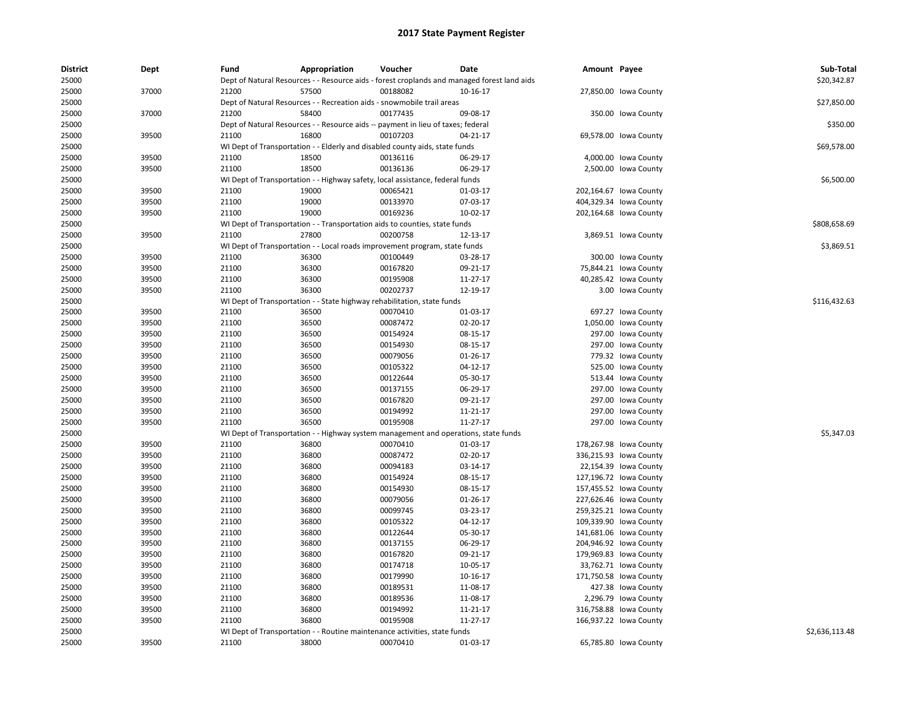# 2017 State Payment Register

| District | Dept | Fund | Appropriation | Voucher | Date | Amount | Payee | Sub-Total |
|---|---|---|---|---|---|---|---|---|
| 25000 | | Dept of Natural Resources - - Resource aids - forest croplands and managed forest land aids | | | | | | $20,342.87 |
| 25000 | 37000 | 21200 | 57500 | 00188082 | 10-16-17 | 27,850.00 | Iowa County | |
| 25000 | | Dept of Natural Resources - - Recreation aids - snowmobile trail areas | | | | | | $27,850.00 |
| 25000 | 37000 | 21200 | 58400 | 00177435 | 09-08-17 | 350.00 | Iowa County | |
| 25000 | | Dept of Natural Resources - - Resource aids -- payment in lieu of taxes; federal | | | | | | $350.00 |
| 25000 | 39500 | 21100 | 16800 | 00107203 | 04-21-17 | 69,578.00 | Iowa County | |
| 25000 | | WI Dept of Transportation - - Elderly and disabled county aids, state funds | | | | | | $69,578.00 |
| 25000 | 39500 | 21100 | 18500 | 00136116 | 06-29-17 | 4,000.00 | Iowa County | |
| 25000 | 39500 | 21100 | 18500 | 00136136 | 06-29-17 | 2,500.00 | Iowa County | |
| 25000 | | WI Dept of Transportation - - Highway safety, local assistance, federal funds | | | | | | $6,500.00 |
| 25000 | 39500 | 21100 | 19000 | 00065421 | 01-03-17 | 202,164.67 | Iowa County | |
| 25000 | 39500 | 21100 | 19000 | 00133970 | 07-03-17 | 404,329.34 | Iowa County | |
| 25000 | 39500 | 21100 | 19000 | 00169236 | 10-02-17 | 202,164.68 | Iowa County | |
| 25000 | | WI Dept of Transportation - - Transportation aids to counties, state funds | | | | | | $808,658.69 |
| 25000 | 39500 | 21100 | 27800 | 00200758 | 12-13-17 | 3,869.51 | Iowa County | |
| 25000 | | WI Dept of Transportation - - Local roads improvement program, state funds | | | | | | $3,869.51 |
| 25000 | 39500 | 21100 | 36300 | 00100449 | 03-28-17 | 300.00 | Iowa County | |
| 25000 | 39500 | 21100 | 36300 | 00167820 | 09-21-17 | 75,844.21 | Iowa County | |
| 25000 | 39500 | 21100 | 36300 | 00195908 | 11-27-17 | 40,285.42 | Iowa County | |
| 25000 | 39500 | 21100 | 36300 | 00202737 | 12-19-17 | 3.00 | Iowa County | |
| 25000 | | WI Dept of Transportation - - State highway rehabilitation, state funds | | | | | | $116,432.63 |
| 25000 | 39500 | 21100 | 36500 | 00070410 | 01-03-17 | 697.27 | Iowa County | |
| 25000 | 39500 | 21100 | 36500 | 00087472 | 02-20-17 | 1,050.00 | Iowa County | |
| 25000 | 39500 | 21100 | 36500 | 00154924 | 08-15-17 | 297.00 | Iowa County | |
| 25000 | 39500 | 21100 | 36500 | 00154930 | 08-15-17 | 297.00 | Iowa County | |
| 25000 | 39500 | 21100 | 36500 | 00079056 | 01-26-17 | 779.32 | Iowa County | |
| 25000 | 39500 | 21100 | 36500 | 00105322 | 04-12-17 | 525.00 | Iowa County | |
| 25000 | 39500 | 21100 | 36500 | 00122644 | 05-30-17 | 513.44 | Iowa County | |
| 25000 | 39500 | 21100 | 36500 | 00137155 | 06-29-17 | 297.00 | Iowa County | |
| 25000 | 39500 | 21100 | 36500 | 00167820 | 09-21-17 | 297.00 | Iowa County | |
| 25000 | 39500 | 21100 | 36500 | 00194992 | 11-21-17 | 297.00 | Iowa County | |
| 25000 | 39500 | 21100 | 36500 | 00195908 | 11-27-17 | 297.00 | Iowa County | |
| 25000 | | WI Dept of Transportation - - Highway system management and operations, state funds | | | | | | $5,347.03 |
| 25000 | 39500 | 21100 | 36800 | 00070410 | 01-03-17 | 178,267.98 | Iowa County | |
| 25000 | 39500 | 21100 | 36800 | 00087472 | 02-20-17 | 336,215.93 | Iowa County | |
| 25000 | 39500 | 21100 | 36800 | 00094183 | 03-14-17 | 22,154.39 | Iowa County | |
| 25000 | 39500 | 21100 | 36800 | 00154924 | 08-15-17 | 127,196.72 | Iowa County | |
| 25000 | 39500 | 21100 | 36800 | 00154930 | 08-15-17 | 157,455.52 | Iowa County | |
| 25000 | 39500 | 21100 | 36800 | 00079056 | 01-26-17 | 227,626.46 | Iowa County | |
| 25000 | 39500 | 21100 | 36800 | 00099745 | 03-23-17 | 259,325.21 | Iowa County | |
| 25000 | 39500 | 21100 | 36800 | 00105322 | 04-12-17 | 109,339.90 | Iowa County | |
| 25000 | 39500 | 21100 | 36800 | 00122644 | 05-30-17 | 141,681.06 | Iowa County | |
| 25000 | 39500 | 21100 | 36800 | 00137155 | 06-29-17 | 204,946.92 | Iowa County | |
| 25000 | 39500 | 21100 | 36800 | 00167820 | 09-21-17 | 179,969.83 | Iowa County | |
| 25000 | 39500 | 21100 | 36800 | 00174718 | 10-05-17 | 33,762.71 | Iowa County | |
| 25000 | 39500 | 21100 | 36800 | 00179990 | 10-16-17 | 171,750.58 | Iowa County | |
| 25000 | 39500 | 21100 | 36800 | 00189531 | 11-08-17 | 427.38 | Iowa County | |
| 25000 | 39500 | 21100 | 36800 | 00189536 | 11-08-17 | 2,296.79 | Iowa County | |
| 25000 | 39500 | 21100 | 36800 | 00194992 | 11-21-17 | 316,758.88 | Iowa County | |
| 25000 | 39500 | 21100 | 36800 | 00195908 | 11-27-17 | 166,937.22 | Iowa County | |
| 25000 | | WI Dept of Transportation - - Routine maintenance activities, state funds | | | | | | $2,636,113.48 |
| 25000 | 39500 | 21100 | 38000 | 00070410 | 01-03-17 | 65,785.80 | Iowa County | |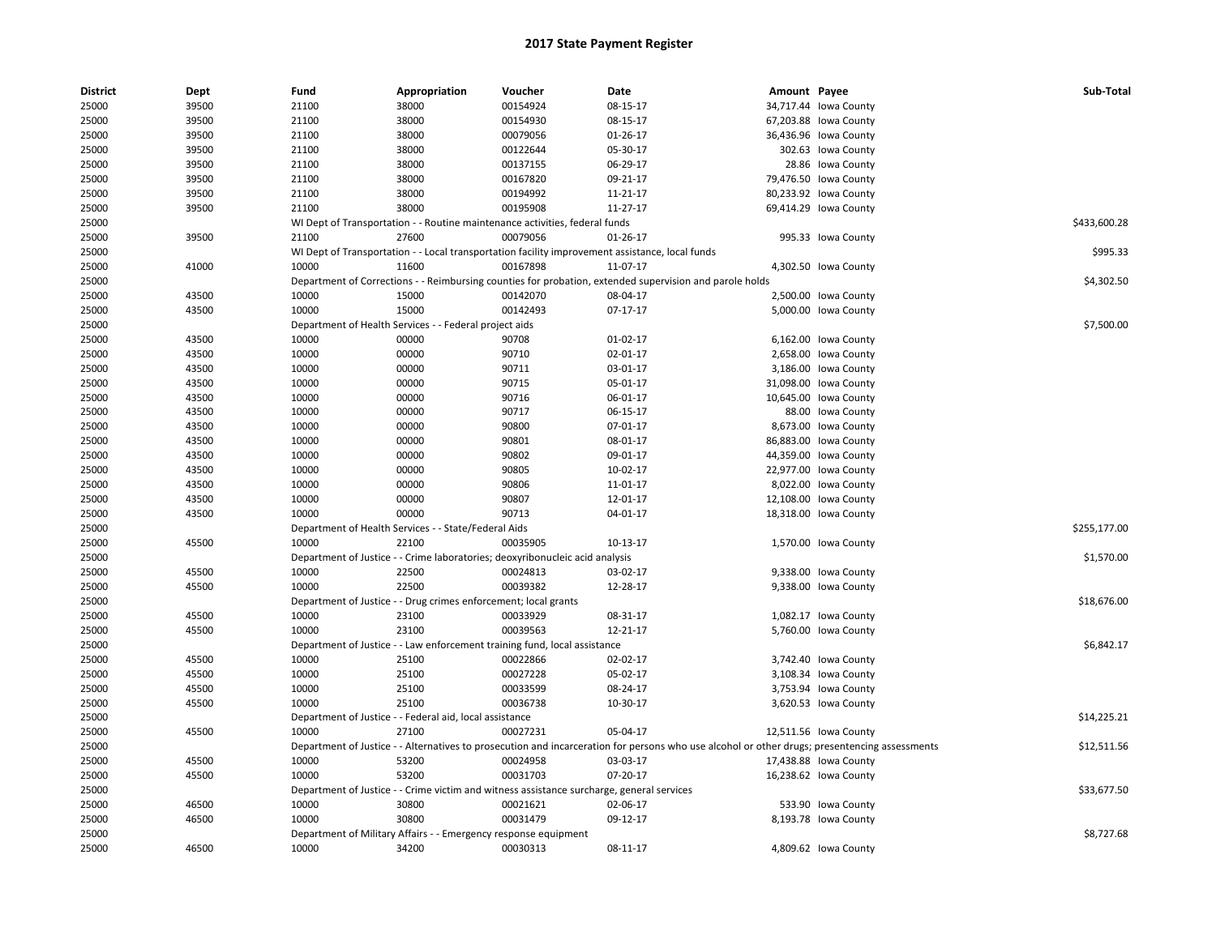# 2017 State Payment Register

| District | Dept | Fund | Appropriation | Voucher | Date | Amount | Payee | Sub-Total |
|---|---|---|---|---|---|---|---|---|
| 25000 | 39500 | 21100 | 38000 | 00154924 | 08-15-17 | 34,717.44 | Iowa County | |
| 25000 | 39500 | 21100 | 38000 | 00154930 | 08-15-17 | 67,203.88 | Iowa County | |
| 25000 | 39500 | 21100 | 38000 | 00079056 | 01-26-17 | 36,436.96 | Iowa County | |
| 25000 | 39500 | 21100 | 38000 | 00122644 | 05-30-17 | 302.63 | Iowa County | |
| 25000 | 39500 | 21100 | 38000 | 00137155 | 06-29-17 | 28.86 | Iowa County | |
| 25000 | 39500 | 21100 | 38000 | 00167820 | 09-21-17 | 79,476.50 | Iowa County | |
| 25000 | 39500 | 21100 | 38000 | 00194992 | 11-21-17 | 80,233.92 | Iowa County | |
| 25000 | 39500 | 21100 | 38000 | 00195908 | 11-27-17 | 69,414.29 | Iowa County | |
| 25000 | | WI Dept of Transportation - - Routine maintenance activities, federal funds | | | | | | $433,600.28 |
| 25000 | 39500 | 21100 | 27600 | 00079056 | 01-26-17 | 995.33 | Iowa County | |
| 25000 | | WI Dept of Transportation - - Local transportation facility improvement assistance, local funds | | | | | | $995.33 |
| 25000 | 41000 | 10000 | 11600 | 00167898 | 11-07-17 | 4,302.50 | Iowa County | |
| 25000 | | Department of Corrections - - Reimbursing counties for probation, extended supervision and parole holds | | | | | | $4,302.50 |
| 25000 | 43500 | 10000 | 15000 | 00142070 | 08-04-17 | 2,500.00 | Iowa County | |
| 25000 | 43500 | 10000 | 15000 | 00142493 | 07-17-17 | 5,000.00 | Iowa County | |
| 25000 | | Department of Health Services - - Federal project aids | | | | | | $7,500.00 |
| 25000 | 43500 | 10000 | 00000 | 90708 | 01-02-17 | 6,162.00 | Iowa County | |
| 25000 | 43500 | 10000 | 00000 | 90710 | 02-01-17 | 2,658.00 | Iowa County | |
| 25000 | 43500 | 10000 | 00000 | 90711 | 03-01-17 | 3,186.00 | Iowa County | |
| 25000 | 43500 | 10000 | 00000 | 90715 | 05-01-17 | 31,098.00 | Iowa County | |
| 25000 | 43500 | 10000 | 00000 | 90716 | 06-01-17 | 10,645.00 | Iowa County | |
| 25000 | 43500 | 10000 | 00000 | 90717 | 06-15-17 | 88.00 | Iowa County | |
| 25000 | 43500 | 10000 | 00000 | 90800 | 07-01-17 | 8,673.00 | Iowa County | |
| 25000 | 43500 | 10000 | 00000 | 90801 | 08-01-17 | 86,883.00 | Iowa County | |
| 25000 | 43500 | 10000 | 00000 | 90802 | 09-01-17 | 44,359.00 | Iowa County | |
| 25000 | 43500 | 10000 | 00000 | 90805 | 10-02-17 | 22,977.00 | Iowa County | |
| 25000 | 43500 | 10000 | 00000 | 90806 | 11-01-17 | 8,022.00 | Iowa County | |
| 25000 | 43500 | 10000 | 00000 | 90807 | 12-01-17 | 12,108.00 | Iowa County | |
| 25000 | 43500 | 10000 | 00000 | 90713 | 04-01-17 | 18,318.00 | Iowa County | |
| 25000 | | Department of Health Services - - State/Federal Aids | | | | | | $255,177.00 |
| 25000 | 45500 | 10000 | 22100 | 00035905 | 10-13-17 | 1,570.00 | Iowa County | |
| 25000 | | Department of Justice - - Crime laboratories; deoxyribonucleic acid analysis | | | | | | $1,570.00 |
| 25000 | 45500 | 10000 | 22500 | 00024813 | 03-02-17 | 9,338.00 | Iowa County | |
| 25000 | 45500 | 10000 | 22500 | 00039382 | 12-28-17 | 9,338.00 | Iowa County | |
| 25000 | | Department of Justice - - Drug crimes enforcement; local grants | | | | | | $18,676.00 |
| 25000 | 45500 | 10000 | 23100 | 00033929 | 08-31-17 | 1,082.17 | Iowa County | |
| 25000 | 45500 | 10000 | 23100 | 00039563 | 12-21-17 | 5,760.00 | Iowa County | |
| 25000 | | Department of Justice - - Law enforcement training fund, local assistance | | | | | | $6,842.17 |
| 25000 | 45500 | 10000 | 25100 | 00022866 | 02-02-17 | 3,742.40 | Iowa County | |
| 25000 | 45500 | 10000 | 25100 | 00027228 | 05-02-17 | 3,108.34 | Iowa County | |
| 25000 | 45500 | 10000 | 25100 | 00033599 | 08-24-17 | 3,753.94 | Iowa County | |
| 25000 | 45500 | 10000 | 25100 | 00036738 | 10-30-17 | 3,620.53 | Iowa County | |
| 25000 | | Department of Justice - - Federal aid, local assistance | | | | | | $14,225.21 |
| 25000 | 45500 | 10000 | 27100 | 00027231 | 05-04-17 | 12,511.56 | Iowa County | |
| 25000 | | Department of Justice - - Alternatives to prosecution and incarceration for persons who use alcohol or other drugs; presentencing assessments | | | | | | $12,511.56 |
| 25000 | 45500 | 10000 | 53200 | 00024958 | 03-03-17 | 17,438.88 | Iowa County | |
| 25000 | 45500 | 10000 | 53200 | 00031703 | 07-20-17 | 16,238.62 | Iowa County | |
| 25000 | | Department of Justice - - Crime victim and witness assistance surcharge, general services | | | | | | $33,677.50 |
| 25000 | 46500 | 10000 | 30800 | 00021621 | 02-06-17 | 533.90 | Iowa County | |
| 25000 | 46500 | 10000 | 30800 | 00031479 | 09-12-17 | 8,193.78 | Iowa County | |
| 25000 | | Department of Military Affairs - - Emergency response equipment | | | | | | $8,727.68 |
| 25000 | 46500 | 10000 | 34200 | 00030313 | 08-11-17 | 4,809.62 | Iowa County | |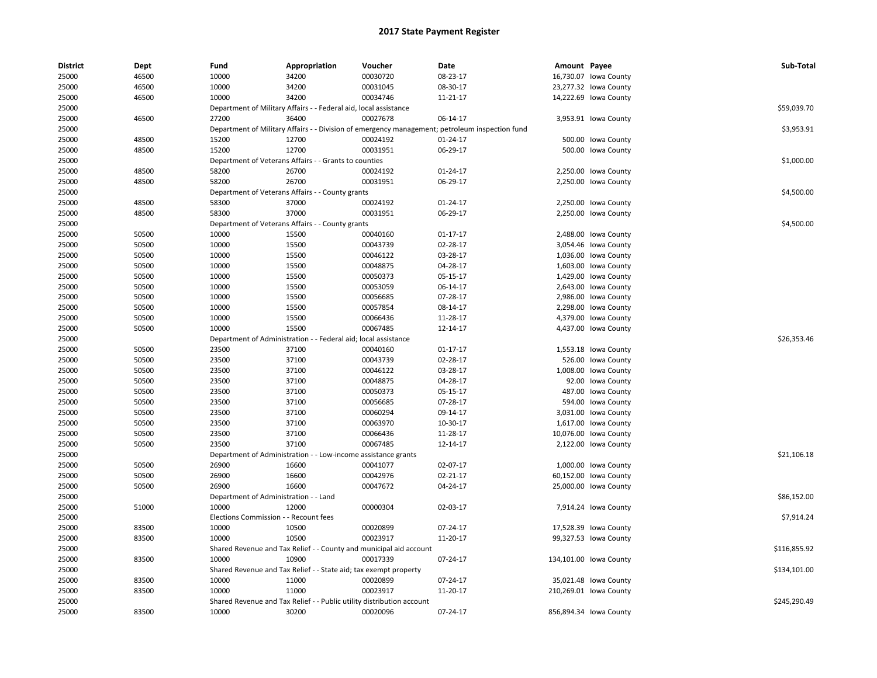# 2017 State Payment Register

| District | Dept | Fund | Appropriation | Voucher | Date | Amount | Payee | Sub-Total |
|---|---|---|---|---|---|---|---|---|
| 25000 | 46500 | 10000 | 34200 | 00030720 | 08-23-17 | 16,730.07 | Iowa County | |
| 25000 | 46500 | 10000 | 34200 | 00031045 | 08-30-17 | 23,277.32 | Iowa County | |
| 25000 | 46500 | 10000 | 34200 | 00034746 | 11-21-17 | 14,222.69 | Iowa County | |
| 25000 | | Department of Military Affairs - - Federal aid, local assistance | | | | | | $59,039.70 |
| 25000 | 46500 | 27200 | 36400 | 00027678 | 06-14-17 | 3,953.91 | Iowa County | |
| 25000 | | Department of Military Affairs - - Division of emergency management; petroleum inspection fund | | | | | | $3,953.91 |
| 25000 | 48500 | 15200 | 12700 | 00024192 | 01-24-17 | 500.00 | Iowa County | |
| 25000 | 48500 | 15200 | 12700 | 00031951 | 06-29-17 | 500.00 | Iowa County | |
| 25000 | | Department of Veterans Affairs - - Grants to counties | | | | | | $1,000.00 |
| 25000 | 48500 | 58200 | 26700 | 00024192 | 01-24-17 | 2,250.00 | Iowa County | |
| 25000 | 48500 | 58200 | 26700 | 00031951 | 06-29-17 | 2,250.00 | Iowa County | |
| 25000 | | Department of Veterans Affairs - - County grants | | | | | | $4,500.00 |
| 25000 | 48500 | 58300 | 37000 | 00024192 | 01-24-17 | 2,250.00 | Iowa County | |
| 25000 | 48500 | 58300 | 37000 | 00031951 | 06-29-17 | 2,250.00 | Iowa County | |
| 25000 | | Department of Veterans Affairs - - County grants | | | | | | $4,500.00 |
| 25000 | 50500 | 10000 | 15500 | 00040160 | 01-17-17 | 2,488.00 | Iowa County | |
| 25000 | 50500 | 10000 | 15500 | 00043739 | 02-28-17 | 3,054.46 | Iowa County | |
| 25000 | 50500 | 10000 | 15500 | 00046122 | 03-28-17 | 1,036.00 | Iowa County | |
| 25000 | 50500 | 10000 | 15500 | 00048875 | 04-28-17 | 1,603.00 | Iowa County | |
| 25000 | 50500 | 10000 | 15500 | 00050373 | 05-15-17 | 1,429.00 | Iowa County | |
| 25000 | 50500 | 10000 | 15500 | 00053059 | 06-14-17 | 2,643.00 | Iowa County | |
| 25000 | 50500 | 10000 | 15500 | 00056685 | 07-28-17 | 2,986.00 | Iowa County | |
| 25000 | 50500 | 10000 | 15500 | 00057854 | 08-14-17 | 2,298.00 | Iowa County | |
| 25000 | 50500 | 10000 | 15500 | 00066436 | 11-28-17 | 4,379.00 | Iowa County | |
| 25000 | 50500 | 10000 | 15500 | 00067485 | 12-14-17 | 4,437.00 | Iowa County | |
| 25000 | | Department of Administration - - Federal aid; local assistance | | | | | | $26,353.46 |
| 25000 | 50500 | 23500 | 37100 | 00040160 | 01-17-17 | 1,553.18 | Iowa County | |
| 25000 | 50500 | 23500 | 37100 | 00043739 | 02-28-17 | 526.00 | Iowa County | |
| 25000 | 50500 | 23500 | 37100 | 00046122 | 03-28-17 | 1,008.00 | Iowa County | |
| 25000 | 50500 | 23500 | 37100 | 00048875 | 04-28-17 | 92.00 | Iowa County | |
| 25000 | 50500 | 23500 | 37100 | 00050373 | 05-15-17 | 487.00 | Iowa County | |
| 25000 | 50500 | 23500 | 37100 | 00056685 | 07-28-17 | 594.00 | Iowa County | |
| 25000 | 50500 | 23500 | 37100 | 00060294 | 09-14-17 | 3,031.00 | Iowa County | |
| 25000 | 50500 | 23500 | 37100 | 00063970 | 10-30-17 | 1,617.00 | Iowa County | |
| 25000 | 50500 | 23500 | 37100 | 00066436 | 11-28-17 | 10,076.00 | Iowa County | |
| 25000 | 50500 | 23500 | 37100 | 00067485 | 12-14-17 | 2,122.00 | Iowa County | |
| 25000 | | Department of Administration - - Low-income assistance grants | | | | | | $21,106.18 |
| 25000 | 50500 | 26900 | 16600 | 00041077 | 02-07-17 | 1,000.00 | Iowa County | |
| 25000 | 50500 | 26900 | 16600 | 00042976 | 02-21-17 | 60,152.00 | Iowa County | |
| 25000 | 50500 | 26900 | 16600 | 00047672 | 04-24-17 | 25,000.00 | Iowa County | |
| 25000 | | Department of Administration - - Land | | | | | | $86,152.00 |
| 25000 | 51000 | 10000 | 12000 | 00000304 | 02-03-17 | 7,914.24 | Iowa County | |
| 25000 | | Elections Commission - - Recount fees | | | | | | $7,914.24 |
| 25000 | 83500 | 10000 | 10500 | 00020899 | 07-24-17 | 17,528.39 | Iowa County | |
| 25000 | 83500 | 10000 | 10500 | 00023917 | 11-20-17 | 99,327.53 | Iowa County | |
| 25000 | | Shared Revenue and Tax Relief - - County and municipal aid account | | | | | | $116,855.92 |
| 25000 | 83500 | 10000 | 10900 | 00017339 | 07-24-17 | 134,101.00 | Iowa County | |
| 25000 | | Shared Revenue and Tax Relief - - State aid; tax exempt property | | | | | | $134,101.00 |
| 25000 | 83500 | 10000 | 11000 | 00020899 | 07-24-17 | 35,021.48 | Iowa County | |
| 25000 | 83500 | 10000 | 11000 | 00023917 | 11-20-17 | 210,269.01 | Iowa County | |
| 25000 | | Shared Revenue and Tax Relief - - Public utility distribution account | | | | | | $245,290.49 |
| 25000 | 83500 | 10000 | 30200 | 00020096 | 07-24-17 | 856,894.34 | Iowa County | |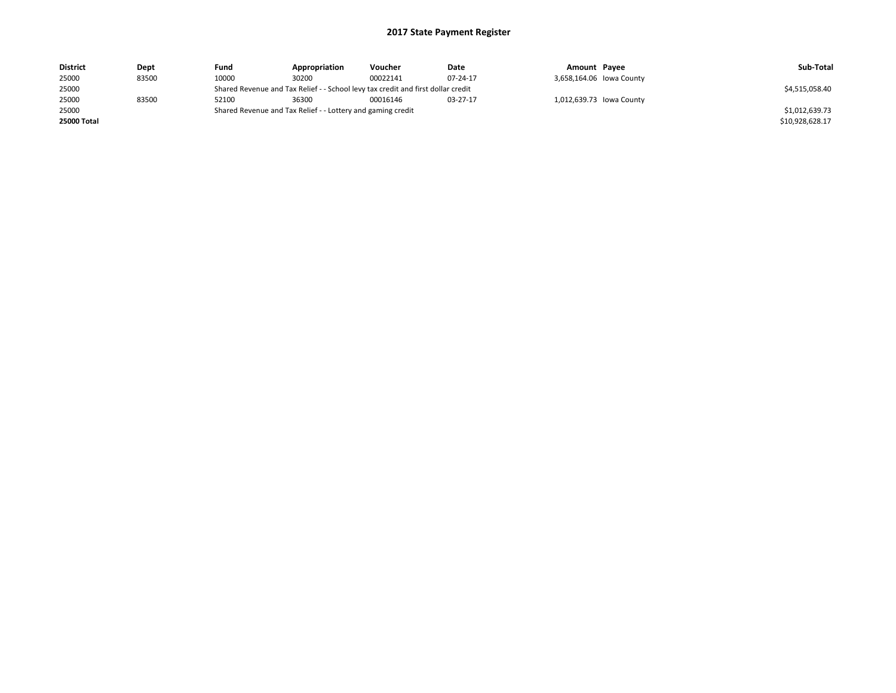## 2017 State Payment Register

| District | Dept | Fund | Appropriation | Voucher | Date | Amount | Payee | Sub-Total |
|---|---|---|---|---|---|---|---|---|
| 25000 | 83500 | 10000 | 30200 | 00022141 | 07-24-17 | 3,658,164.06 | Iowa County | |
| 25000 | | Shared Revenue and Tax Relief - - School levy tax credit and first dollar credit | | | | | | $4,515,058.40 |
| 25000 | 83500 | 52100 | 36300 | 00016146 | 03-27-17 | 1,012,639.73 | Iowa County | |
| 25000 | | Shared Revenue and Tax Relief - - Lottery and gaming credit | | | | | | $1,012,639.73 |
| **25000 Total** | | | | | | | | $10,928,628.17 |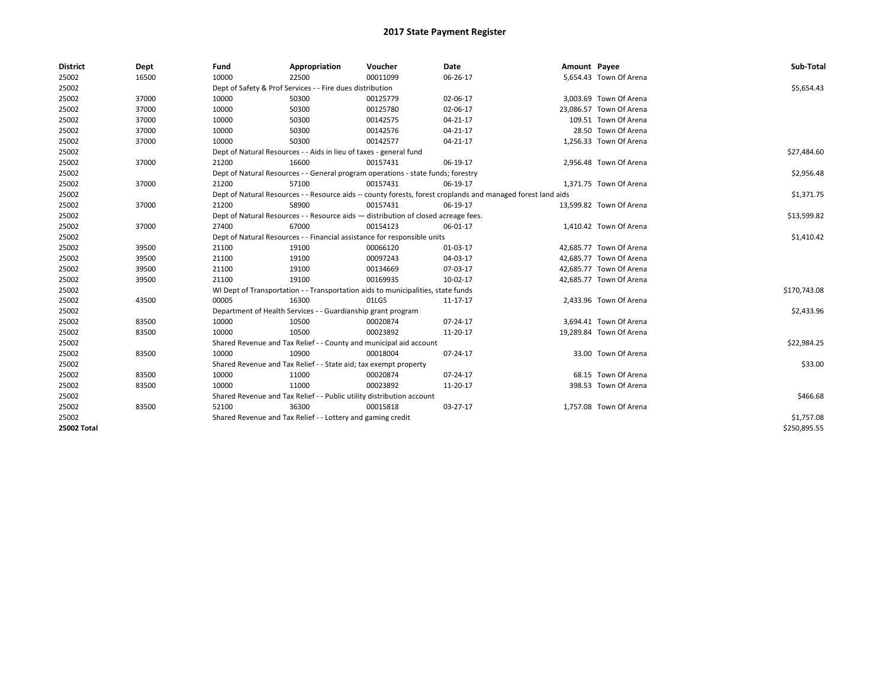# 2017 State Payment Register

| District | Dept | Fund | Appropriation | Voucher | Date | Amount | Payee | Sub-Total |
|---|---|---|---|---|---|---|---|---|
| 25002 | 16500 | 10000 | 22500 | 00011099 | 06-26-17 | 5,654.43 | Town Of Arena | |
| 25002 | | Dept of Safety & Prof Services - - Fire dues distribution | | | | | | $5,654.43 |
| 25002 | 37000 | 10000 | 50300 | 00125779 | 02-06-17 | 3,003.69 | Town Of Arena | |
| 25002 | 37000 | 10000 | 50300 | 00125780 | 02-06-17 | 23,086.57 | Town Of Arena | |
| 25002 | 37000 | 10000 | 50300 | 00142575 | 04-21-17 | 109.51 | Town Of Arena | |
| 25002 | 37000 | 10000 | 50300 | 00142576 | 04-21-17 | 28.50 | Town Of Arena | |
| 25002 | 37000 | 10000 | 50300 | 00142577 | 04-21-17 | 1,256.33 | Town Of Arena | |
| 25002 | | Dept of Natural Resources - - Aids in lieu of taxes - general fund | | | | | | $27,484.60 |
| 25002 | 37000 | 21200 | 16600 | 00157431 | 06-19-17 | 2,956.48 | Town Of Arena | |
| 25002 | | Dept of Natural Resources - - General program operations - state funds; forestry | | | | | | $2,956.48 |
| 25002 | 37000 | 21200 | 57100 | 00157431 | 06-19-17 | 1,371.75 | Town Of Arena | |
| 25002 | | Dept of Natural Resources - - Resource aids -- county forests, forest croplands and managed forest land aids | | | | | | $1,371.75 |
| 25002 | 37000 | 21200 | 58900 | 00157431 | 06-19-17 | 13,599.82 | Town Of Arena | |
| 25002 | | Dept of Natural Resources - - Resource aids — distribution of closed acreage fees. | | | | | | $13,599.82 |
| 25002 | 37000 | 27400 | 67000 | 00154123 | 06-01-17 | 1,410.42 | Town Of Arena | |
| 25002 | | Dept of Natural Resources - - Financial assistance for responsible units | | | | | | $1,410.42 |
| 25002 | 39500 | 21100 | 19100 | 00066120 | 01-03-17 | 42,685.77 | Town Of Arena | |
| 25002 | 39500 | 21100 | 19100 | 00097243 | 04-03-17 | 42,685.77 | Town Of Arena | |
| 25002 | 39500 | 21100 | 19100 | 00134669 | 07-03-17 | 42,685.77 | Town Of Arena | |
| 25002 | 39500 | 21100 | 19100 | 00169935 | 10-02-17 | 42,685.77 | Town Of Arena | |
| 25002 | | WI Dept of Transportation - - Transportation aids to municipalities, state funds | | | | | | $170,743.08 |
| 25002 | 43500 | 00005 | 16300 | 01LGS | 11-17-17 | 2,433.96 | Town Of Arena | |
| 25002 | | Department of Health Services - - Guardianship grant program | | | | | | $2,433.96 |
| 25002 | 83500 | 10000 | 10500 | 00020874 | 07-24-17 | 3,694.41 | Town Of Arena | |
| 25002 | 83500 | 10000 | 10500 | 00023892 | 11-20-17 | 19,289.84 | Town Of Arena | |
| 25002 | | Shared Revenue and Tax Relief - - County and municipal aid account | | | | | | $22,984.25 |
| 25002 | 83500 | 10000 | 10900 | 00018004 | 07-24-17 | 33.00 | Town Of Arena | |
| 25002 | | Shared Revenue and Tax Relief - - State aid; tax exempt property | | | | | | $33.00 |
| 25002 | 83500 | 10000 | 11000 | 00020874 | 07-24-17 | 68.15 | Town Of Arena | |
| 25002 | 83500 | 10000 | 11000 | 00023892 | 11-20-17 | 398.53 | Town Of Arena | |
| 25002 | | Shared Revenue and Tax Relief - - Public utility distribution account | | | | | | $466.68 |
| 25002 | 83500 | 52100 | 36300 | 00015818 | 03-27-17 | 1,757.08 | Town Of Arena | |
| 25002 | | Shared Revenue and Tax Relief - - Lottery and gaming credit | | | | | | $1,757.08 |
| **25002 Total** | | | | | | | | $250,895.55 |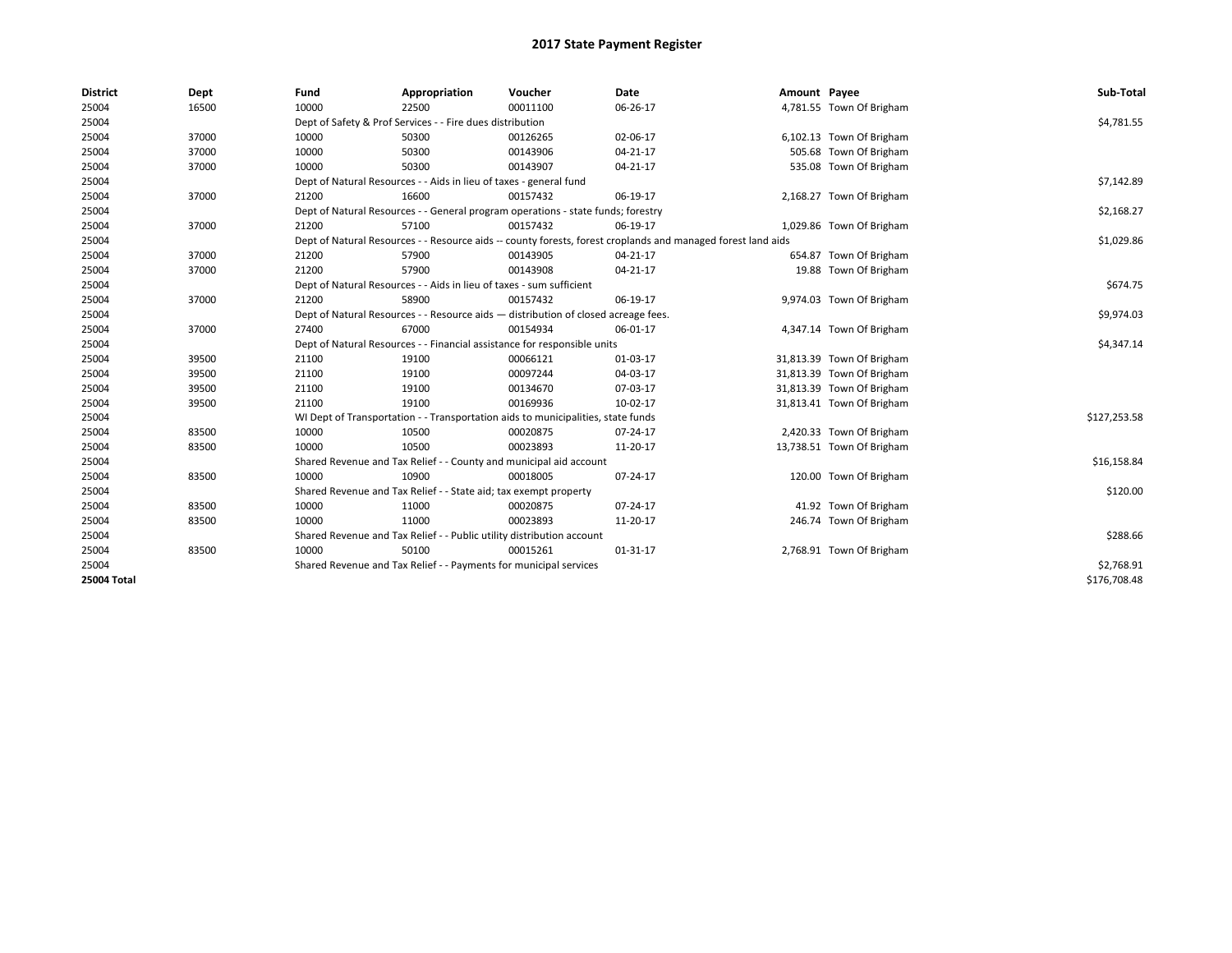# 2017 State Payment Register

| District | Dept | Fund | Appropriation | Voucher | Date | Amount | Payee | Sub-Total |
|---|---|---|---|---|---|---|---|---|
| 25004 | 16500 | 10000 | 22500 | 00011100 | 06-26-17 | 4,781.55 | Town Of Brigham | |
| 25004 | | Dept of Safety & Prof Services - - Fire dues distribution | | | | | | $4,781.55 |
| 25004 | 37000 | 10000 | 50300 | 00126265 | 02-06-17 | 6,102.13 | Town Of Brigham | |
| 25004 | 37000 | 10000 | 50300 | 00143906 | 04-21-17 | 505.68 | Town Of Brigham | |
| 25004 | 37000 | 10000 | 50300 | 00143907 | 04-21-17 | 535.08 | Town Of Brigham | |
| 25004 | | Dept of Natural Resources - - Aids in lieu of taxes - general fund | | | | | | $7,142.89 |
| 25004 | 37000 | 21200 | 16600 | 00157432 | 06-19-17 | 2,168.27 | Town Of Brigham | |
| 25004 | | Dept of Natural Resources - - General program operations - state funds; forestry | | | | | | $2,168.27 |
| 25004 | 37000 | 21200 | 57100 | 00157432 | 06-19-17 | 1,029.86 | Town Of Brigham | |
| 25004 | | Dept of Natural Resources - - Resource aids -- county forests, forest croplands and managed forest land aids | | | | | | $1,029.86 |
| 25004 | 37000 | 21200 | 57900 | 00143905 | 04-21-17 | 654.87 | Town Of Brigham | |
| 25004 | 37000 | 21200 | 57900 | 00143908 | 04-21-17 | 19.88 | Town Of Brigham | |
| 25004 | | Dept of Natural Resources - - Aids in lieu of taxes - sum sufficient | | | | | | $674.75 |
| 25004 | 37000 | 21200 | 58900 | 00157432 | 06-19-17 | 9,974.03 | Town Of Brigham | |
| 25004 | | Dept of Natural Resources - - Resource aids — distribution of closed acreage fees. | | | | | | $9,974.03 |
| 25004 | 37000 | 27400 | 67000 | 00154934 | 06-01-17 | 4,347.14 | Town Of Brigham | |
| 25004 | | Dept of Natural Resources - - Financial assistance for responsible units | | | | | | $4,347.14 |
| 25004 | 39500 | 21100 | 19100 | 00066121 | 01-03-17 | 31,813.39 | Town Of Brigham | |
| 25004 | 39500 | 21100 | 19100 | 00097244 | 04-03-17 | 31,813.39 | Town Of Brigham | |
| 25004 | 39500 | 21100 | 19100 | 00134670 | 07-03-17 | 31,813.39 | Town Of Brigham | |
| 25004 | 39500 | 21100 | 19100 | 00169936 | 10-02-17 | 31,813.41 | Town Of Brigham | |
| 25004 | | WI Dept of Transportation - - Transportation aids to municipalities, state funds | | | | | | $127,253.58 |
| 25004 | 83500 | 10000 | 10500 | 00020875 | 07-24-17 | 2,420.33 | Town Of Brigham | |
| 25004 | 83500 | 10000 | 10500 | 00023893 | 11-20-17 | 13,738.51 | Town Of Brigham | |
| 25004 | | Shared Revenue and Tax Relief - - County and municipal aid account | | | | | | $16,158.84 |
| 25004 | 83500 | 10000 | 10900 | 00018005 | 07-24-17 | 120.00 | Town Of Brigham | |
| 25004 | | Shared Revenue and Tax Relief - - State aid; tax exempt property | | | | | | $120.00 |
| 25004 | 83500 | 10000 | 11000 | 00020875 | 07-24-17 | 41.92 | Town Of Brigham | |
| 25004 | 83500 | 10000 | 11000 | 00023893 | 11-20-17 | 246.74 | Town Of Brigham | |
| 25004 | | Shared Revenue and Tax Relief - - Public utility distribution account | | | | | | $288.66 |
| 25004 | 83500 | 10000 | 50100 | 00015261 | 01-31-17 | 2,768.91 | Town Of Brigham | |
| 25004 | | Shared Revenue and Tax Relief - - Payments for municipal services | | | | | | $2,768.91 |
| **25004 Total** | | | | | | | | $176,708.48 |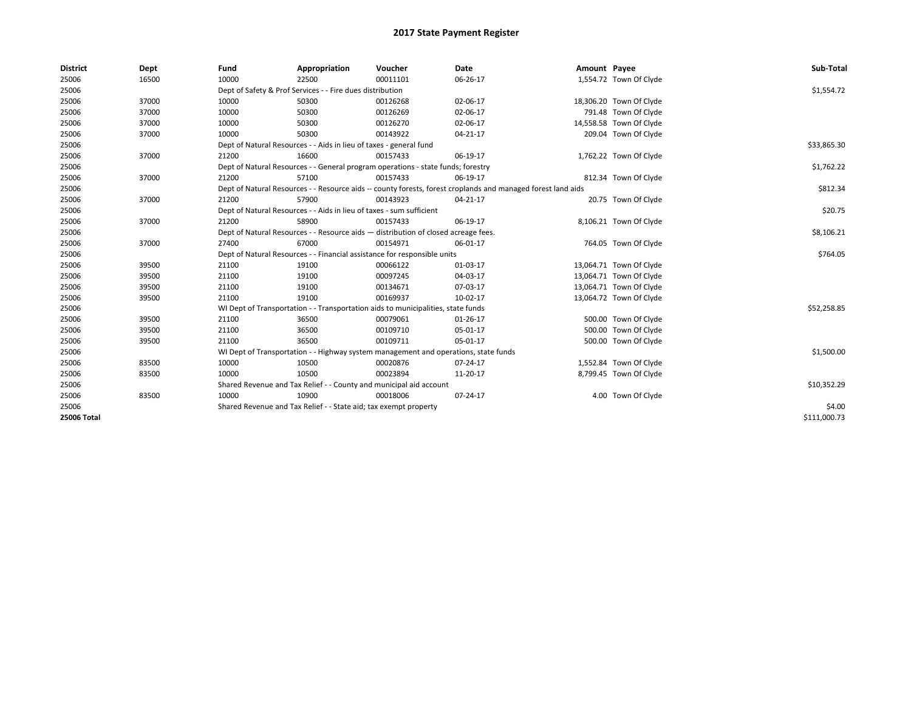# 2017 State Payment Register

| District | Dept | Fund | Appropriation | Voucher | Date | Amount | Payee | Sub-Total |
|---|---|---|---|---|---|---|---|---|
| 25006 | 16500 | 10000 | 22500 | 00011101 | 06-26-17 | 1,554.72 | Town Of Clyde | |
| 25006 | | Dept of Safety & Prof Services - - Fire dues distribution | | | | | | $1,554.72 |
| 25006 | 37000 | 10000 | 50300 | 00126268 | 02-06-17 | 18,306.20 | Town Of Clyde | |
| 25006 | 37000 | 10000 | 50300 | 00126269 | 02-06-17 | 791.48 | Town Of Clyde | |
| 25006 | 37000 | 10000 | 50300 | 00126270 | 02-06-17 | 14,558.58 | Town Of Clyde | |
| 25006 | 37000 | 10000 | 50300 | 00143922 | 04-21-17 | 209.04 | Town Of Clyde | |
| 25006 | | Dept of Natural Resources - - Aids in lieu of taxes - general fund | | | | | | $33,865.30 |
| 25006 | 37000 | 21200 | 16600 | 00157433 | 06-19-17 | 1,762.22 | Town Of Clyde | |
| 25006 | | Dept of Natural Resources - - General program operations - state funds; forestry | | | | | | $1,762.22 |
| 25006 | 37000 | 21200 | 57100 | 00157433 | 06-19-17 | 812.34 | Town Of Clyde | |
| 25006 | | Dept of Natural Resources - - Resource aids -- county forests, forest croplands and managed forest land aids | | | | | | $812.34 |
| 25006 | 37000 | 21200 | 57900 | 00143923 | 04-21-17 | 20.75 | Town Of Clyde | |
| 25006 | | Dept of Natural Resources - - Aids in lieu of taxes - sum sufficient | | | | | | $20.75 |
| 25006 | 37000 | 21200 | 58900 | 00157433 | 06-19-17 | 8,106.21 | Town Of Clyde | |
| 25006 | | Dept of Natural Resources - - Resource aids — distribution of closed acreage fees. | | | | | | $8,106.21 |
| 25006 | 37000 | 27400 | 67000 | 00154971 | 06-01-17 | 764.05 | Town Of Clyde | |
| 25006 | | Dept of Natural Resources - - Financial assistance for responsible units | | | | | | $764.05 |
| 25006 | 39500 | 21100 | 19100 | 00066122 | 01-03-17 | 13,064.71 | Town Of Clyde | |
| 25006 | 39500 | 21100 | 19100 | 00097245 | 04-03-17 | 13,064.71 | Town Of Clyde | |
| 25006 | 39500 | 21100 | 19100 | 00134671 | 07-03-17 | 13,064.71 | Town Of Clyde | |
| 25006 | 39500 | 21100 | 19100 | 00169937 | 10-02-17 | 13,064.72 | Town Of Clyde | |
| 25006 | | WI Dept of Transportation - - Transportation aids to municipalities, state funds | | | | | | $52,258.85 |
| 25006 | 39500 | 21100 | 36500 | 00079061 | 01-26-17 | 500.00 | Town Of Clyde | |
| 25006 | 39500 | 21100 | 36500 | 00109710 | 05-01-17 | 500.00 | Town Of Clyde | |
| 25006 | 39500 | 21100 | 36500 | 00109711 | 05-01-17 | 500.00 | Town Of Clyde | |
| 25006 | | WI Dept of Transportation - - Highway system management and operations, state funds | | | | | | $1,500.00 |
| 25006 | 83500 | 10000 | 10500 | 00020876 | 07-24-17 | 1,552.84 | Town Of Clyde | |
| 25006 | 83500 | 10000 | 10500 | 00023894 | 11-20-17 | 8,799.45 | Town Of Clyde | |
| 25006 | | Shared Revenue and Tax Relief - - County and municipal aid account | | | | | | $10,352.29 |
| 25006 | 83500 | 10000 | 10900 | 00018006 | 07-24-17 | 4.00 | Town Of Clyde | |
| 25006 | | Shared Revenue and Tax Relief - - State aid; tax exempt property | | | | | | $4.00 |
| **25006 Total** | | | | | | | | $111,000.73 |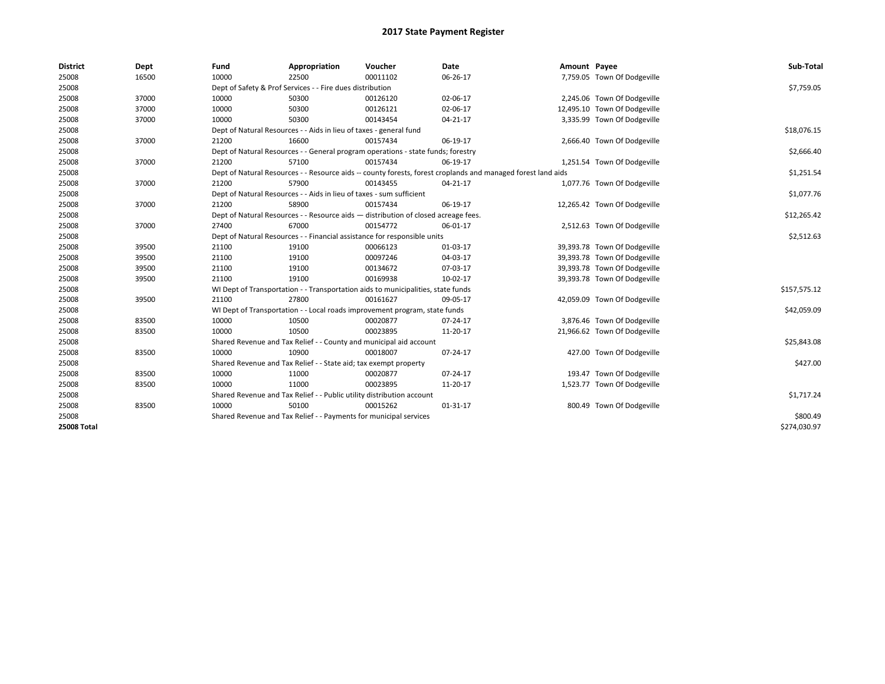# 2017 State Payment Register

| District | Dept | Fund | Appropriation | Voucher | Date | Amount | Payee | Sub-Total |
|---|---|---|---|---|---|---|---|---|
| 25008 | 16500 | 10000 | 22500 | 00011102 | 06-26-17 | 7,759.05 | Town Of Dodgeville | |
| 25008 | | Dept of Safety & Prof Services - - Fire dues distribution | | | | | | $7,759.05 |
| 25008 | 37000 | 10000 | 50300 | 00126120 | 02-06-17 | 2,245.06 | Town Of Dodgeville | |
| 25008 | 37000 | 10000 | 50300 | 00126121 | 02-06-17 | 12,495.10 | Town Of Dodgeville | |
| 25008 | 37000 | 10000 | 50300 | 00143454 | 04-21-17 | 3,335.99 | Town Of Dodgeville | |
| 25008 | | Dept of Natural Resources - - Aids in lieu of taxes - general fund | | | | | | $18,076.15 |
| 25008 | 37000 | 21200 | 16600 | 00157434 | 06-19-17 | 2,666.40 | Town Of Dodgeville | |
| 25008 | | Dept of Natural Resources - - General program operations - state funds; forestry | | | | | | $2,666.40 |
| 25008 | 37000 | 21200 | 57100 | 00157434 | 06-19-17 | 1,251.54 | Town Of Dodgeville | |
| 25008 | | Dept of Natural Resources - - Resource aids -- county forests, forest croplands and managed forest land aids | | | | | | $1,251.54 |
| 25008 | 37000 | 21200 | 57900 | 00143455 | 04-21-17 | 1,077.76 | Town Of Dodgeville | |
| 25008 | | Dept of Natural Resources - - Aids in lieu of taxes - sum sufficient | | | | | | $1,077.76 |
| 25008 | 37000 | 21200 | 58900 | 00157434 | 06-19-17 | 12,265.42 | Town Of Dodgeville | |
| 25008 | | Dept of Natural Resources - - Resource aids — distribution of closed acreage fees. | | | | | | $12,265.42 |
| 25008 | 37000 | 27400 | 67000 | 00154772 | 06-01-17 | 2,512.63 | Town Of Dodgeville | |
| 25008 | | Dept of Natural Resources - - Financial assistance for responsible units | | | | | | $2,512.63 |
| 25008 | 39500 | 21100 | 19100 | 00066123 | 01-03-17 | 39,393.78 | Town Of Dodgeville | |
| 25008 | 39500 | 21100 | 19100 | 00097246 | 04-03-17 | 39,393.78 | Town Of Dodgeville | |
| 25008 | 39500 | 21100 | 19100 | 00134672 | 07-03-17 | 39,393.78 | Town Of Dodgeville | |
| 25008 | 39500 | 21100 | 19100 | 00169938 | 10-02-17 | 39,393.78 | Town Of Dodgeville | |
| 25008 | | WI Dept of Transportation - - Transportation aids to municipalities, state funds | | | | | | $157,575.12 |
| 25008 | 39500 | 21100 | 27800 | 00161627 | 09-05-17 | 42,059.09 | Town Of Dodgeville | |
| 25008 | | WI Dept of Transportation - - Local roads improvement program, state funds | | | | | | $42,059.09 |
| 25008 | 83500 | 10000 | 10500 | 00020877 | 07-24-17 | 3,876.46 | Town Of Dodgeville | |
| 25008 | 83500 | 10000 | 10500 | 00023895 | 11-20-17 | 21,966.62 | Town Of Dodgeville | |
| 25008 | | Shared Revenue and Tax Relief - - County and municipal aid account | | | | | | $25,843.08 |
| 25008 | 83500 | 10000 | 10900 | 00018007 | 07-24-17 | 427.00 | Town Of Dodgeville | |
| 25008 | | Shared Revenue and Tax Relief - - State aid; tax exempt property | | | | | | $427.00 |
| 25008 | 83500 | 10000 | 11000 | 00020877 | 07-24-17 | 193.47 | Town Of Dodgeville | |
| 25008 | 83500 | 10000 | 11000 | 00023895 | 11-20-17 | 1,523.77 | Town Of Dodgeville | |
| 25008 | | Shared Revenue and Tax Relief - - Public utility distribution account | | | | | | $1,717.24 |
| 25008 | 83500 | 10000 | 50100 | 00015262 | 01-31-17 | 800.49 | Town Of Dodgeville | |
| 25008 | | Shared Revenue and Tax Relief - - Payments for municipal services | | | | | | $800.49 |
| **25008 Total** | | | | | | | | $274,030.97 |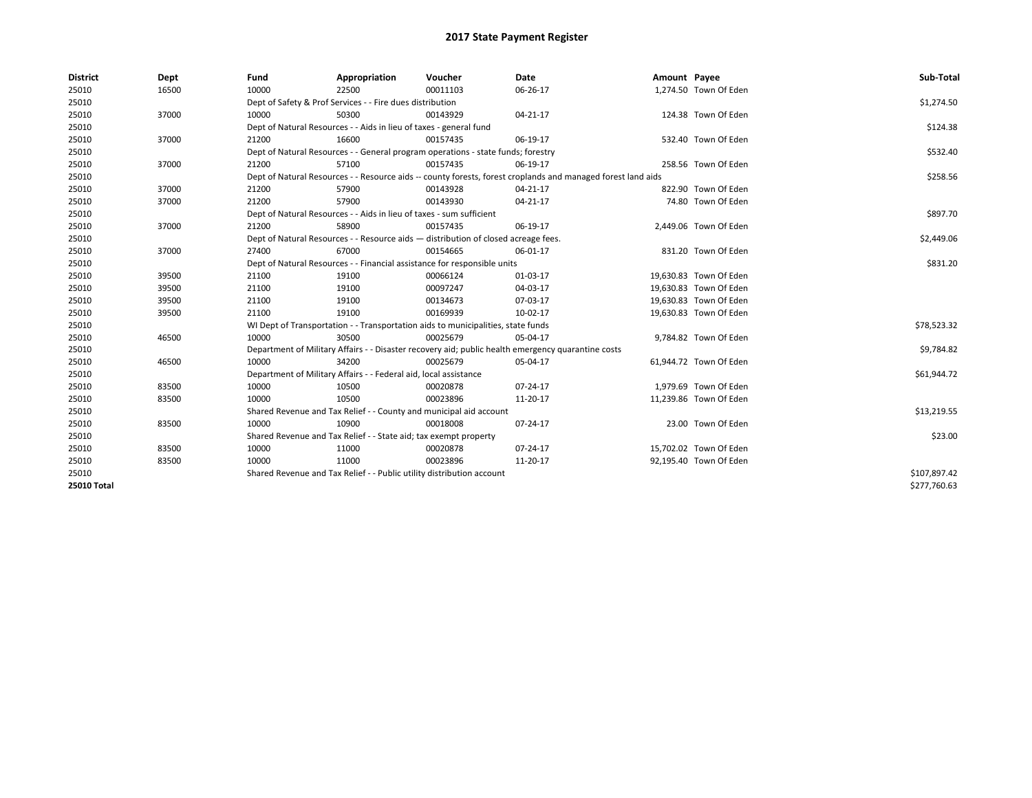# 2017 State Payment Register

| District | Dept | Fund | Appropriation | Voucher | Date | Amount | Payee | Sub-Total |
|---|---|---|---|---|---|---|---|---|
| 25010 | 16500 | 10000 | 22500 | 00011103 | 06-26-17 | 1,274.50 | Town Of Eden | |
| 25010 | | Dept of Safety & Prof Services - - Fire dues distribution | | | | | | $1,274.50 |
| 25010 | 37000 | 10000 | 50300 | 00143929 | 04-21-17 | 124.38 | Town Of Eden | |
| 25010 | | Dept of Natural Resources - - Aids in lieu of taxes - general fund | | | | | | $124.38 |
| 25010 | 37000 | 21200 | 16600 | 00157435 | 06-19-17 | 532.40 | Town Of Eden | |
| 25010 | | Dept of Natural Resources - - General program operations - state funds; forestry | | | | | | $532.40 |
| 25010 | 37000 | 21200 | 57100 | 00157435 | 06-19-17 | 258.56 | Town Of Eden | |
| 25010 | | Dept of Natural Resources - - Resource aids -- county forests, forest croplands and managed forest land aids | | | | | | $258.56 |
| 25010 | 37000 | 21200 | 57900 | 00143928 | 04-21-17 | 822.90 | Town Of Eden | |
| 25010 | 37000 | 21200 | 57900 | 00143930 | 04-21-17 | 74.80 | Town Of Eden | |
| 25010 | | Dept of Natural Resources - - Aids in lieu of taxes - sum sufficient | | | | | | $897.70 |
| 25010 | 37000 | 21200 | 58900 | 00157435 | 06-19-17 | 2,449.06 | Town Of Eden | |
| 25010 | | Dept of Natural Resources - - Resource aids — distribution of closed acreage fees. | | | | | | $2,449.06 |
| 25010 | 37000 | 27400 | 67000 | 00154665 | 06-01-17 | 831.20 | Town Of Eden | |
| 25010 | | Dept of Natural Resources - - Financial assistance for responsible units | | | | | | $831.20 |
| 25010 | 39500 | 21100 | 19100 | 00066124 | 01-03-17 | 19,630.83 | Town Of Eden | |
| 25010 | 39500 | 21100 | 19100 | 00097247 | 04-03-17 | 19,630.83 | Town Of Eden | |
| 25010 | 39500 | 21100 | 19100 | 00134673 | 07-03-17 | 19,630.83 | Town Of Eden | |
| 25010 | 39500 | 21100 | 19100 | 00169939 | 10-02-17 | 19,630.83 | Town Of Eden | |
| 25010 | | WI Dept of Transportation - - Transportation aids to municipalities, state funds | | | | | | $78,523.32 |
| 25010 | 46500 | 10000 | 30500 | 00025679 | 05-04-17 | 9,784.82 | Town Of Eden | |
| 25010 | | Department of Military Affairs - - Disaster recovery aid; public health emergency quarantine costs | | | | | | $9,784.82 |
| 25010 | 46500 | 10000 | 34200 | 00025679 | 05-04-17 | 61,944.72 | Town Of Eden | |
| 25010 | | Department of Military Affairs - - Federal aid, local assistance | | | | | | $61,944.72 |
| 25010 | 83500 | 10000 | 10500 | 00020878 | 07-24-17 | 1,979.69 | Town Of Eden | |
| 25010 | 83500 | 10000 | 10500 | 00023896 | 11-20-17 | 11,239.86 | Town Of Eden | |
| 25010 | | Shared Revenue and Tax Relief - - County and municipal aid account | | | | | | $13,219.55 |
| 25010 | 83500 | 10000 | 10900 | 00018008 | 07-24-17 | 23.00 | Town Of Eden | |
| 25010 | | Shared Revenue and Tax Relief - - State aid; tax exempt property | | | | | | $23.00 |
| 25010 | 83500 | 10000 | 11000 | 00020878 | 07-24-17 | 15,702.02 | Town Of Eden | |
| 25010 | 83500 | 10000 | 11000 | 00023896 | 11-20-17 | 92,195.40 | Town Of Eden | |
| 25010 | | Shared Revenue and Tax Relief - - Public utility distribution account | | | | | | $107,897.42 |
| **25010 Total** | | | | | | | | $277,760.63 |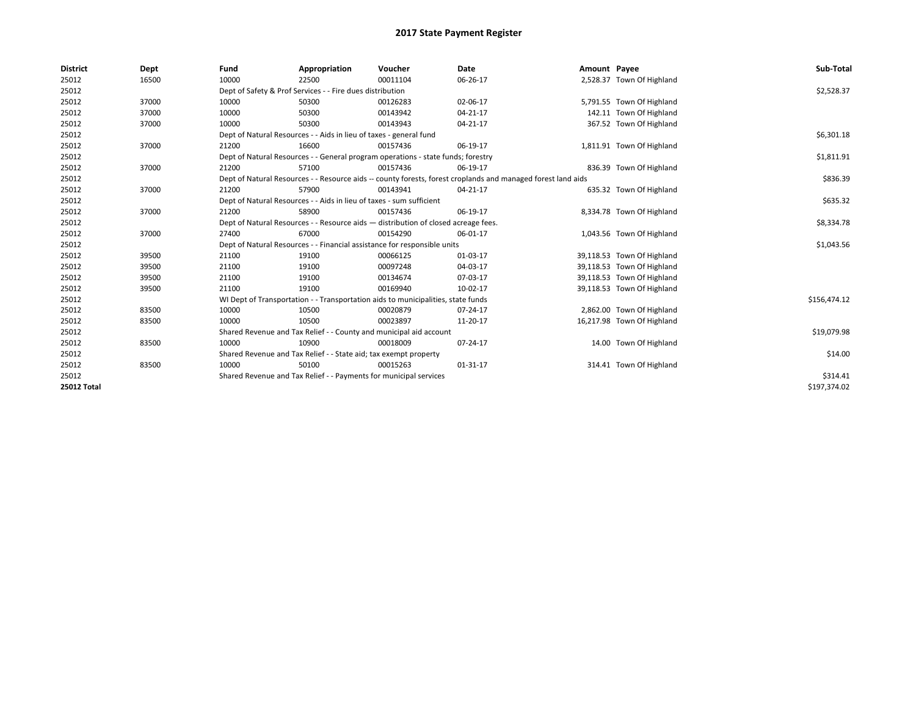# 2017 State Payment Register

| District | Dept | Fund | Appropriation | Voucher | Date | Amount | Payee | Sub-Total |
|---|---|---|---|---|---|---|---|---|
| 25012 | 16500 | 10000 | 22500 | 00011104 | 06-26-17 | 2,528.37 | Town Of Highland | |
| 25012 | | Dept of Safety & Prof Services - - Fire dues distribution | | | | | | $2,528.37 |
| 25012 | 37000 | 10000 | 50300 | 00126283 | 02-06-17 | 5,791.55 | Town Of Highland | |
| 25012 | 37000 | 10000 | 50300 | 00143942 | 04-21-17 | 142.11 | Town Of Highland | |
| 25012 | 37000 | 10000 | 50300 | 00143943 | 04-21-17 | 367.52 | Town Of Highland | |
| 25012 | | Dept of Natural Resources - - Aids in lieu of taxes - general fund | | | | | | $6,301.18 |
| 25012 | 37000 | 21200 | 16600 | 00157436 | 06-19-17 | 1,811.91 | Town Of Highland | |
| 25012 | | Dept of Natural Resources - - General program operations - state funds; forestry | | | | | | $1,811.91 |
| 25012 | 37000 | 21200 | 57100 | 00157436 | 06-19-17 | 836.39 | Town Of Highland | |
| 25012 | | Dept of Natural Resources - - Resource aids -- county forests, forest croplands and managed forest land aids | | | | | | $836.39 |
| 25012 | 37000 | 21200 | 57900 | 00143941 | 04-21-17 | 635.32 | Town Of Highland | |
| 25012 | | Dept of Natural Resources - - Aids in lieu of taxes - sum sufficient | | | | | | $635.32 |
| 25012 | 37000 | 21200 | 58900 | 00157436 | 06-19-17 | 8,334.78 | Town Of Highland | |
| 25012 | | Dept of Natural Resources - - Resource aids — distribution of closed acreage fees. | | | | | | $8,334.78 |
| 25012 | 37000 | 27400 | 67000 | 00154290 | 06-01-17 | 1,043.56 | Town Of Highland | |
| 25012 | | Dept of Natural Resources - - Financial assistance for responsible units | | | | | | $1,043.56 |
| 25012 | 39500 | 21100 | 19100 | 00066125 | 01-03-17 | 39,118.53 | Town Of Highland | |
| 25012 | 39500 | 21100 | 19100 | 00097248 | 04-03-17 | 39,118.53 | Town Of Highland | |
| 25012 | 39500 | 21100 | 19100 | 00134674 | 07-03-17 | 39,118.53 | Town Of Highland | |
| 25012 | 39500 | 21100 | 19100 | 00169940 | 10-02-17 | 39,118.53 | Town Of Highland | |
| 25012 | | WI Dept of Transportation - - Transportation aids to municipalities, state funds | | | | | | $156,474.12 |
| 25012 | 83500 | 10000 | 10500 | 00020879 | 07-24-17 | 2,862.00 | Town Of Highland | |
| 25012 | 83500 | 10000 | 10500 | 00023897 | 11-20-17 | 16,217.98 | Town Of Highland | |
| 25012 | | Shared Revenue and Tax Relief - - County and municipal aid account | | | | | | $19,079.98 |
| 25012 | 83500 | 10000 | 10900 | 00018009 | 07-24-17 | 14.00 | Town Of Highland | |
| 25012 | | Shared Revenue and Tax Relief - - State aid; tax exempt property | | | | | | $14.00 |
| 25012 | 83500 | 10000 | 50100 | 00015263 | 01-31-17 | 314.41 | Town Of Highland | |
| 25012 | | Shared Revenue and Tax Relief - - Payments for municipal services | | | | | | $314.41 |
| **25012 Total** | | | | | | | | $197,374.02 |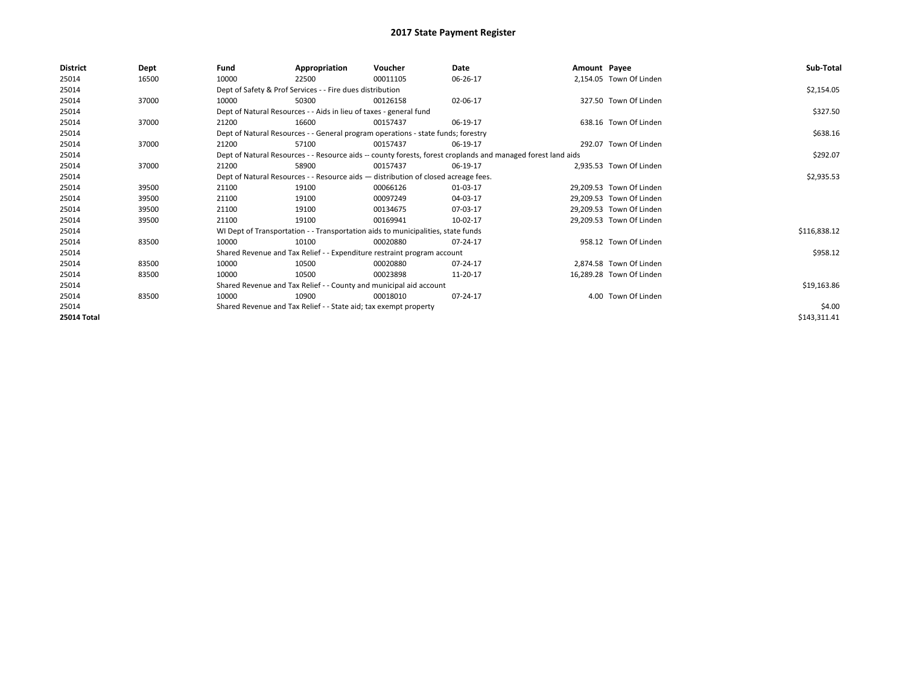# 2017 State Payment Register

| District | Dept | Fund | Appropriation | Voucher | Date | Amount | Payee | Sub-Total |
|---|---|---|---|---|---|---|---|---|
| 25014 | 16500 | 10000 | 22500 | 00011105 | 06-26-17 | 2,154.05 | Town Of Linden | |
| 25014 | | Dept of Safety & Prof Services - - Fire dues distribution | | | | | | $2,154.05 |
| 25014 | 37000 | 10000 | 50300 | 00126158 | 02-06-17 | 327.50 | Town Of Linden | |
| 25014 | | Dept of Natural Resources - - Aids in lieu of taxes - general fund | | | | | | $327.50 |
| 25014 | 37000 | 21200 | 16600 | 00157437 | 06-19-17 | 638.16 | Town Of Linden | |
| 25014 | | Dept of Natural Resources - - General program operations - state funds; forestry | | | | | | $638.16 |
| 25014 | 37000 | 21200 | 57100 | 00157437 | 06-19-17 | 292.07 | Town Of Linden | |
| 25014 | | Dept of Natural Resources - - Resource aids -- county forests, forest croplands and managed forest land aids | | | | | | $292.07 |
| 25014 | 37000 | 21200 | 58900 | 00157437 | 06-19-17 | 2,935.53 | Town Of Linden | |
| 25014 | | Dept of Natural Resources - - Resource aids — distribution of closed acreage fees. | | | | | | $2,935.53 |
| 25014 | 39500 | 21100 | 19100 | 00066126 | 01-03-17 | 29,209.53 | Town Of Linden | |
| 25014 | 39500 | 21100 | 19100 | 00097249 | 04-03-17 | 29,209.53 | Town Of Linden | |
| 25014 | 39500 | 21100 | 19100 | 00134675 | 07-03-17 | 29,209.53 | Town Of Linden | |
| 25014 | 39500 | 21100 | 19100 | 00169941 | 10-02-17 | 29,209.53 | Town Of Linden | |
| 25014 | | WI Dept of Transportation - - Transportation aids to municipalities, state funds | | | | | | $116,838.12 |
| 25014 | 83500 | 10000 | 10100 | 00020880 | 07-24-17 | 958.12 | Town Of Linden | |
| 25014 | | Shared Revenue and Tax Relief - - Expenditure restraint program account | | | | | | $958.12 |
| 25014 | 83500 | 10000 | 10500 | 00020880 | 07-24-17 | 2,874.58 | Town Of Linden | |
| 25014 | 83500 | 10000 | 10500 | 00023898 | 11-20-17 | 16,289.28 | Town Of Linden | |
| 25014 | | Shared Revenue and Tax Relief - - County and municipal aid account | | | | | | $19,163.86 |
| 25014 | 83500 | 10000 | 10900 | 00018010 | 07-24-17 | 4.00 | Town Of Linden | |
| 25014 | | Shared Revenue and Tax Relief - - State aid; tax exempt property | | | | | | $4.00 |
| **25014 Total** | | | | | | | | $143,311.41 |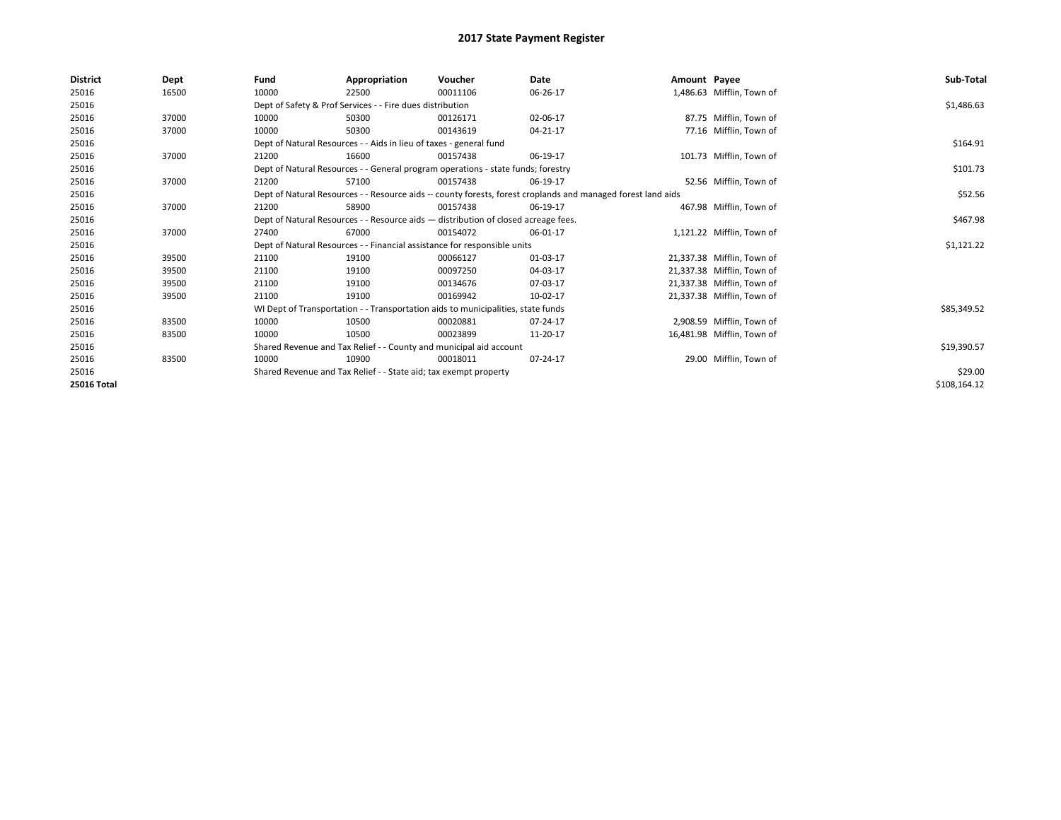# 2017 State Payment Register

| District | Dept | Fund | Appropriation | Voucher | Date | Amount | Payee | Sub-Total |
|---|---|---|---|---|---|---|---|---|
| 25016 | 16500 | 10000 | 22500 | 00011106 | 06-26-17 | 1,486.63 | Mifflin, Town of | |
| 25016 | | Dept of Safety & Prof Services - - Fire dues distribution | | | | | | $1,486.63 |
| 25016 | 37000 | 10000 | 50300 | 00126171 | 02-06-17 | 87.75 | Mifflin, Town of | |
| 25016 | 37000 | 10000 | 50300 | 00143619 | 04-21-17 | 77.16 | Mifflin, Town of | |
| 25016 | | Dept of Natural Resources - - Aids in lieu of taxes - general fund | | | | | | $164.91 |
| 25016 | 37000 | 21200 | 16600 | 00157438 | 06-19-17 | 101.73 | Mifflin, Town of | |
| 25016 | | Dept of Natural Resources - - General program operations - state funds; forestry | | | | | | $101.73 |
| 25016 | 37000 | 21200 | 57100 | 00157438 | 06-19-17 | 52.56 | Mifflin, Town of | |
| 25016 | | Dept of Natural Resources - - Resource aids -- county forests, forest croplands and managed forest land aids | | | | | | $52.56 |
| 25016 | 37000 | 21200 | 58900 | 00157438 | 06-19-17 | 467.98 | Mifflin, Town of | |
| 25016 | | Dept of Natural Resources - - Resource aids — distribution of closed acreage fees. | | | | | | $467.98 |
| 25016 | 37000 | 27400 | 67000 | 00154072 | 06-01-17 | 1,121.22 | Mifflin, Town of | |
| 25016 | | Dept of Natural Resources - - Financial assistance for responsible units | | | | | | $1,121.22 |
| 25016 | 39500 | 21100 | 19100 | 00066127 | 01-03-17 | 21,337.38 | Mifflin, Town of | |
| 25016 | 39500 | 21100 | 19100 | 00097250 | 04-03-17 | 21,337.38 | Mifflin, Town of | |
| 25016 | 39500 | 21100 | 19100 | 00134676 | 07-03-17 | 21,337.38 | Mifflin, Town of | |
| 25016 | 39500 | 21100 | 19100 | 00169942 | 10-02-17 | 21,337.38 | Mifflin, Town of | |
| 25016 | | WI Dept of Transportation - - Transportation aids to municipalities, state funds | | | | | | $85,349.52 |
| 25016 | 83500 | 10000 | 10500 | 00020881 | 07-24-17 | 2,908.59 | Mifflin, Town of | |
| 25016 | 83500 | 10000 | 10500 | 00023899 | 11-20-17 | 16,481.98 | Mifflin, Town of | |
| 25016 | | Shared Revenue and Tax Relief - - County and municipal aid account | | | | | | $19,390.57 |
| 25016 | 83500 | 10000 | 10900 | 00018011 | 07-24-17 | 29.00 | Mifflin, Town of | |
| 25016 | | Shared Revenue and Tax Relief - - State aid; tax exempt property | | | | | | $29.00 |
| **25016 Total** | | | | | | | | $108,164.12 |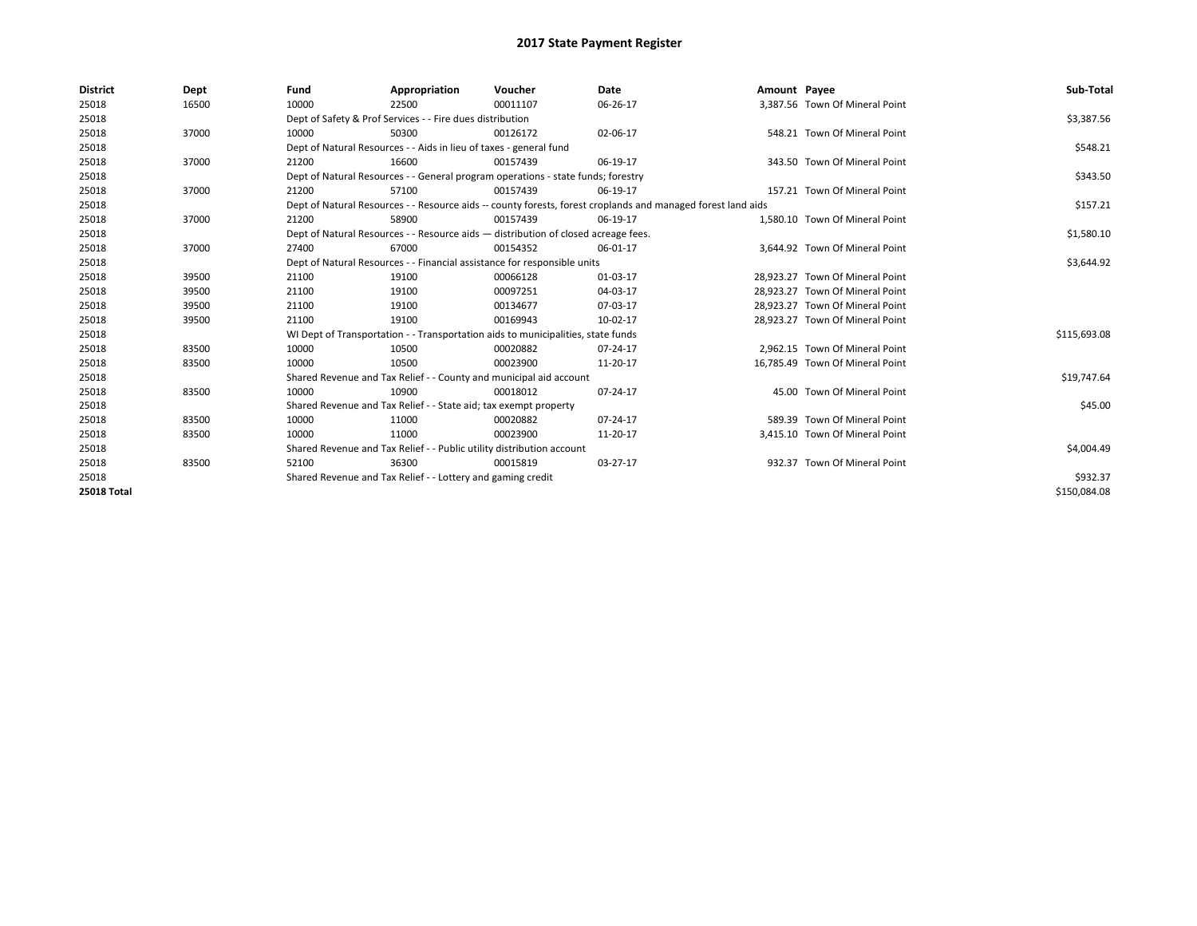# 2017 State Payment Register

| District | Dept | Fund | Appropriation | Voucher | Date | Amount | Payee | Sub-Total |
|---|---|---|---|---|---|---|---|---|
| 25018 | 16500 | 10000 | 22500 | 00011107 | 06-26-17 | 3,387.56 | Town Of Mineral Point | |
| 25018 | | Dept of Safety & Prof Services - - Fire dues distribution | | | | | | $3,387.56 |
| 25018 | 37000 | 10000 | 50300 | 00126172 | 02-06-17 | 548.21 | Town Of Mineral Point | |
| 25018 | | Dept of Natural Resources - - Aids in lieu of taxes - general fund | | | | | | $548.21 |
| 25018 | 37000 | 21200 | 16600 | 00157439 | 06-19-17 | 343.50 | Town Of Mineral Point | |
| 25018 | | Dept of Natural Resources - - General program operations - state funds; forestry | | | | | | $343.50 |
| 25018 | 37000 | 21200 | 57100 | 00157439 | 06-19-17 | 157.21 | Town Of Mineral Point | |
| 25018 | | Dept of Natural Resources - - Resource aids -- county forests, forest croplands and managed forest land aids | | | | | | $157.21 |
| 25018 | 37000 | 21200 | 58900 | 00157439 | 06-19-17 | 1,580.10 | Town Of Mineral Point | |
| 25018 | | Dept of Natural Resources - - Resource aids — distribution of closed acreage fees. | | | | | | $1,580.10 |
| 25018 | 37000 | 27400 | 67000 | 00154352 | 06-01-17 | 3,644.92 | Town Of Mineral Point | |
| 25018 | | Dept of Natural Resources - - Financial assistance for responsible units | | | | | | $3,644.92 |
| 25018 | 39500 | 21100 | 19100 | 00066128 | 01-03-17 | 28,923.27 | Town Of Mineral Point | |
| 25018 | 39500 | 21100 | 19100 | 00097251 | 04-03-17 | 28,923.27 | Town Of Mineral Point | |
| 25018 | 39500 | 21100 | 19100 | 00134677 | 07-03-17 | 28,923.27 | Town Of Mineral Point | |
| 25018 | 39500 | 21100 | 19100 | 00169943 | 10-02-17 | 28,923.27 | Town Of Mineral Point | |
| 25018 | | WI Dept of Transportation - - Transportation aids to municipalities, state funds | | | | | | $115,693.08 |
| 25018 | 83500 | 10000 | 10500 | 00020882 | 07-24-17 | 2,962.15 | Town Of Mineral Point | |
| 25018 | 83500 | 10000 | 10500 | 00023900 | 11-20-17 | 16,785.49 | Town Of Mineral Point | |
| 25018 | | Shared Revenue and Tax Relief - - County and municipal aid account | | | | | | $19,747.64 |
| 25018 | 83500 | 10000 | 10900 | 00018012 | 07-24-17 | 45.00 | Town Of Mineral Point | |
| 25018 | | Shared Revenue and Tax Relief - - State aid; tax exempt property | | | | | | $45.00 |
| 25018 | 83500 | 10000 | 11000 | 00020882 | 07-24-17 | 589.39 | Town Of Mineral Point | |
| 25018 | 83500 | 10000 | 11000 | 00023900 | 11-20-17 | 3,415.10 | Town Of Mineral Point | |
| 25018 | | Shared Revenue and Tax Relief - - Public utility distribution account | | | | | | $4,004.49 |
| 25018 | 83500 | 52100 | 36300 | 00015819 | 03-27-17 | 932.37 | Town Of Mineral Point | |
| 25018 | | Shared Revenue and Tax Relief - - Lottery and gaming credit | | | | | | $932.37 |
| **25018 Total** | | | | | | | | $150,084.08 |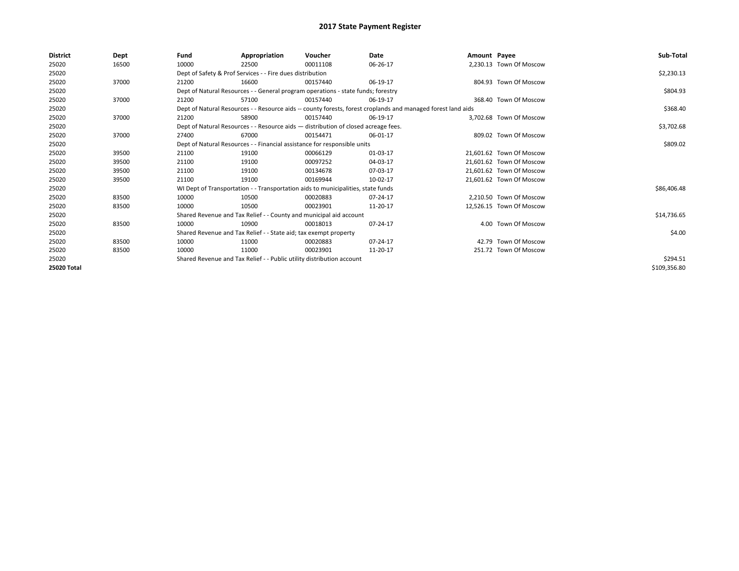## 2017 State Payment Register

| District | Dept | Fund | Appropriation | Voucher | Date | Amount | Payee | Sub-Total |
|---|---|---|---|---|---|---|---|---|
| 25020 | 16500 | 10000 | 22500 | 00011108 | 06-26-17 | 2,230.13 | Town Of Moscow | |
| 25020 | | Dept of Safety & Prof Services - - Fire dues distribution | | | | | | $2,230.13 |
| 25020 | 37000 | 21200 | 16600 | 00157440 | 06-19-17 | 804.93 | Town Of Moscow | |
| 25020 | | Dept of Natural Resources - - General program operations - state funds; forestry | | | | | | $804.93 |
| 25020 | 37000 | 21200 | 57100 | 00157440 | 06-19-17 | 368.40 | Town Of Moscow | |
| 25020 | | Dept of Natural Resources - - Resource aids -- county forests, forest croplands and managed forest land aids | | | | | | $368.40 |
| 25020 | 37000 | 21200 | 58900 | 00157440 | 06-19-17 | 3,702.68 | Town Of Moscow | |
| 25020 | | Dept of Natural Resources - - Resource aids — distribution of closed acreage fees. | | | | | | $3,702.68 |
| 25020 | 37000 | 27400 | 67000 | 00154471 | 06-01-17 | 809.02 | Town Of Moscow | |
| 25020 | | Dept of Natural Resources - - Financial assistance for responsible units | | | | | | $809.02 |
| 25020 | 39500 | 21100 | 19100 | 00066129 | 01-03-17 | 21,601.62 | Town Of Moscow | |
| 25020 | 39500 | 21100 | 19100 | 00097252 | 04-03-17 | 21,601.62 | Town Of Moscow | |
| 25020 | 39500 | 21100 | 19100 | 00134678 | 07-03-17 | 21,601.62 | Town Of Moscow | |
| 25020 | 39500 | 21100 | 19100 | 00169944 | 10-02-17 | 21,601.62 | Town Of Moscow | |
| 25020 | | WI Dept of Transportation - - Transportation aids to municipalities, state funds | | | | | | $86,406.48 |
| 25020 | 83500 | 10000 | 10500 | 00020883 | 07-24-17 | 2,210.50 | Town Of Moscow | |
| 25020 | 83500 | 10000 | 10500 | 00023901 | 11-20-17 | 12,526.15 | Town Of Moscow | |
| 25020 | | Shared Revenue and Tax Relief - - County and municipal aid account | | | | | | $14,736.65 |
| 25020 | 83500 | 10000 | 10900 | 00018013 | 07-24-17 | 4.00 | Town Of Moscow | |
| 25020 | | Shared Revenue and Tax Relief - - State aid; tax exempt property | | | | | | $4.00 |
| 25020 | 83500 | 10000 | 11000 | 00020883 | 07-24-17 | 42.79 | Town Of Moscow | |
| 25020 | 83500 | 10000 | 11000 | 00023901 | 11-20-17 | 251.72 | Town Of Moscow | |
| 25020 | | Shared Revenue and Tax Relief - - Public utility distribution account | | | | | | $294.51 |
| **25020 Total** | | | | | | | | $109,356.80 |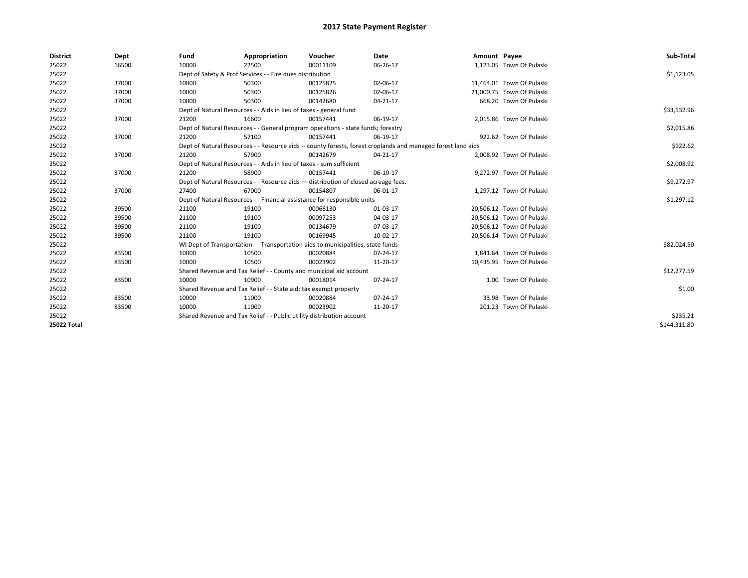# 2017 State Payment Register

| District | Dept | Fund | Appropriation | Voucher | Date | Amount | Payee | Sub-Total |
|---|---|---|---|---|---|---|---|---|
| 25022 | 16500 | 10000 | 22500 | 00011109 | 06-26-17 | 1,123.05 | Town Of Pulaski | |
| 25022 | | Dept of Safety & Prof Services - - Fire dues distribution | | | | | | $1,123.05 |
| 25022 | 37000 | 10000 | 50300 | 00125825 | 02-06-17 | 11,464.01 | Town Of Pulaski | |
| 25022 | 37000 | 10000 | 50300 | 00125826 | 02-06-17 | 21,000.75 | Town Of Pulaski | |
| 25022 | 37000 | 10000 | 50300 | 00142680 | 04-21-17 | 668.20 | Town Of Pulaski | |
| 25022 | | Dept of Natural Resources - - Aids in lieu of taxes - general fund | | | | | | $33,132.96 |
| 25022 | 37000 | 21200 | 16600 | 00157441 | 06-19-17 | 2,015.86 | Town Of Pulaski | |
| 25022 | | Dept of Natural Resources - - General program operations - state funds; forestry | | | | | | $2,015.86 |
| 25022 | 37000 | 21200 | 57100 | 00157441 | 06-19-17 | 922.62 | Town Of Pulaski | |
| 25022 | | Dept of Natural Resources - - Resource aids -- county forests, forest croplands and managed forest land aids | | | | | | $922.62 |
| 25022 | 37000 | 21200 | 57900 | 00142679 | 04-21-17 | 2,008.92 | Town Of Pulaski | |
| 25022 | | Dept of Natural Resources - - Aids in lieu of taxes - sum sufficient | | | | | | $2,008.92 |
| 25022 | 37000 | 21200 | 58900 | 00157441 | 06-19-17 | 9,272.97 | Town Of Pulaski | |
| 25022 | | Dept of Natural Resources - - Resource aids — distribution of closed acreage fees. | | | | | | $9,272.97 |
| 25022 | 37000 | 27400 | 67000 | 00154807 | 06-01-17 | 1,297.12 | Town Of Pulaski | |
| 25022 | | Dept of Natural Resources - - Financial assistance for responsible units | | | | | | $1,297.12 |
| 25022 | 39500 | 21100 | 19100 | 00066130 | 01-03-17 | 20,506.12 | Town Of Pulaski | |
| 25022 | 39500 | 21100 | 19100 | 00097253 | 04-03-17 | 20,506.12 | Town Of Pulaski | |
| 25022 | 39500 | 21100 | 19100 | 00134679 | 07-03-17 | 20,506.12 | Town Of Pulaski | |
| 25022 | 39500 | 21100 | 19100 | 00169945 | 10-02-17 | 20,506.14 | Town Of Pulaski | |
| 25022 | | WI Dept of Transportation - - Transportation aids to municipalities, state funds | | | | | | $82,024.50 |
| 25022 | 83500 | 10000 | 10500 | 00020884 | 07-24-17 | 1,841.64 | Town Of Pulaski | |
| 25022 | 83500 | 10000 | 10500 | 00023902 | 11-20-17 | 10,435.95 | Town Of Pulaski | |
| 25022 | | Shared Revenue and Tax Relief - - County and municipal aid account | | | | | | $12,277.59 |
| 25022 | 83500 | 10000 | 10900 | 00018014 | 07-24-17 | 1.00 | Town Of Pulaski | |
| 25022 | | Shared Revenue and Tax Relief - - State aid; tax exempt property | | | | | | $1.00 |
| 25022 | 83500 | 10000 | 11000 | 00020884 | 07-24-17 | 33.98 | Town Of Pulaski | |
| 25022 | 83500 | 10000 | 11000 | 00023902 | 11-20-17 | 201.23 | Town Of Pulaski | |
| 25022 | | Shared Revenue and Tax Relief - - Public utility distribution account | | | | | | $235.21 |
| **25022 Total** | | | | | | | | $144,311.80 |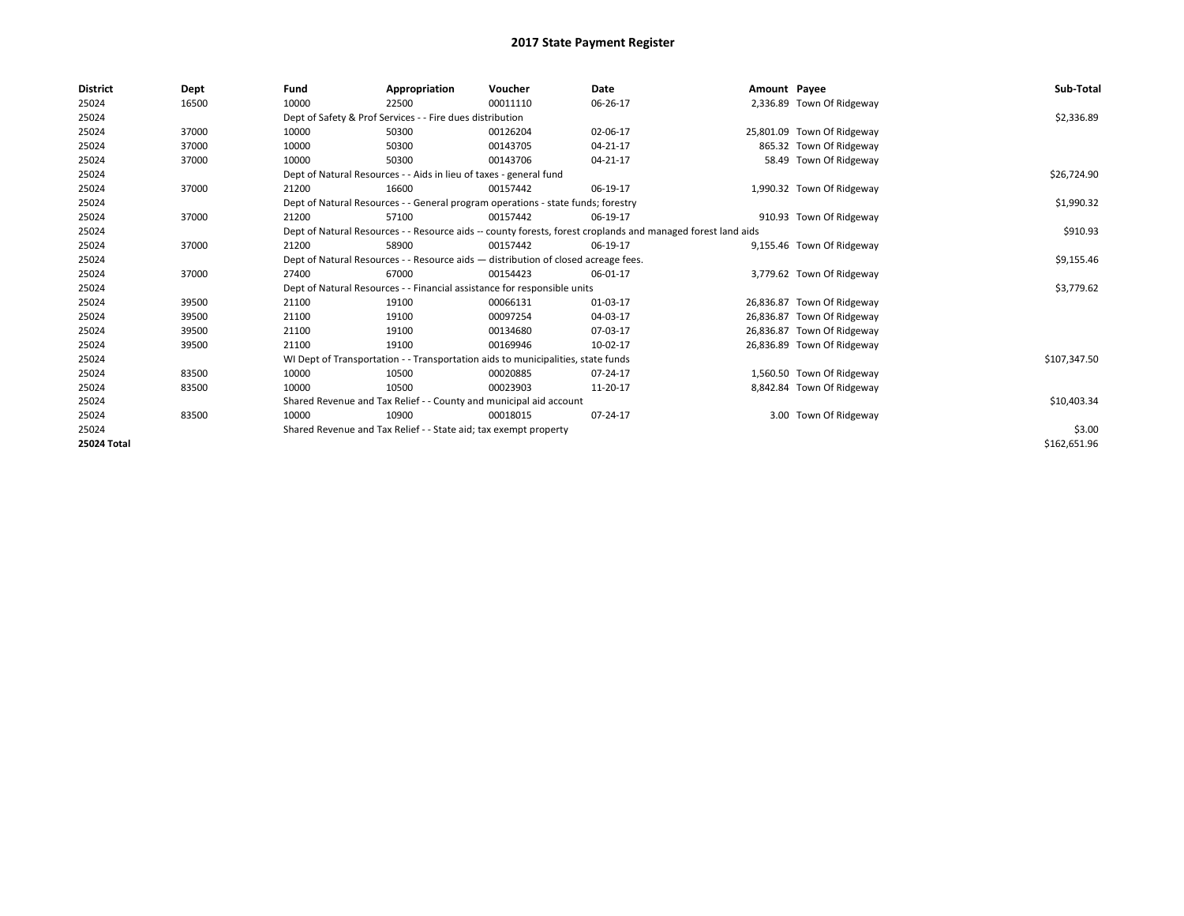# 2017 State Payment Register

| District | Dept | Fund | Appropriation | Voucher | Date | Amount | Payee | Sub-Total |
|---|---|---|---|---|---|---|---|---|
| 25024 | 16500 | 10000 | 22500 | 00011110 | 06-26-17 | 2,336.89 | Town Of Ridgeway | |
| 25024 | | Dept of Safety & Prof Services - - Fire dues distribution | | | | | | $2,336.89 |
| 25024 | 37000 | 10000 | 50300 | 00126204 | 02-06-17 | 25,801.09 | Town Of Ridgeway | |
| 25024 | 37000 | 10000 | 50300 | 00143705 | 04-21-17 | 865.32 | Town Of Ridgeway | |
| 25024 | 37000 | 10000 | 50300 | 00143706 | 04-21-17 | 58.49 | Town Of Ridgeway | |
| 25024 | | Dept of Natural Resources - - Aids in lieu of taxes - general fund | | | | | | $26,724.90 |
| 25024 | 37000 | 21200 | 16600 | 00157442 | 06-19-17 | 1,990.32 | Town Of Ridgeway | |
| 25024 | | Dept of Natural Resources - - General program operations - state funds; forestry | | | | | | $1,990.32 |
| 25024 | 37000 | 21200 | 57100 | 00157442 | 06-19-17 | 910.93 | Town Of Ridgeway | |
| 25024 | | Dept of Natural Resources - - Resource aids -- county forests, forest croplands and managed forest land aids | | | | | | $910.93 |
| 25024 | 37000 | 21200 | 58900 | 00157442 | 06-19-17 | 9,155.46 | Town Of Ridgeway | |
| 25024 | | Dept of Natural Resources - - Resource aids — distribution of closed acreage fees. | | | | | | $9,155.46 |
| 25024 | 37000 | 27400 | 67000 | 00154423 | 06-01-17 | 3,779.62 | Town Of Ridgeway | |
| 25024 | | Dept of Natural Resources - - Financial assistance for responsible units | | | | | | $3,779.62 |
| 25024 | 39500 | 21100 | 19100 | 00066131 | 01-03-17 | 26,836.87 | Town Of Ridgeway | |
| 25024 | 39500 | 21100 | 19100 | 00097254 | 04-03-17 | 26,836.87 | Town Of Ridgeway | |
| 25024 | 39500 | 21100 | 19100 | 00134680 | 07-03-17 | 26,836.87 | Town Of Ridgeway | |
| 25024 | 39500 | 21100 | 19100 | 00169946 | 10-02-17 | 26,836.89 | Town Of Ridgeway | |
| 25024 | | WI Dept of Transportation - - Transportation aids to municipalities, state funds | | | | | | $107,347.50 |
| 25024 | 83500 | 10000 | 10500 | 00020885 | 07-24-17 | 1,560.50 | Town Of Ridgeway | |
| 25024 | 83500 | 10000 | 10500 | 00023903 | 11-20-17 | 8,842.84 | Town Of Ridgeway | |
| 25024 | | Shared Revenue and Tax Relief - - County and municipal aid account | | | | | | $10,403.34 |
| 25024 | 83500 | 10000 | 10900 | 00018015 | 07-24-17 | 3.00 | Town Of Ridgeway | |
| 25024 | | Shared Revenue and Tax Relief - - State aid; tax exempt property | | | | | | $3.00 |
| 25024 Total | | | | | | | | $162,651.96 |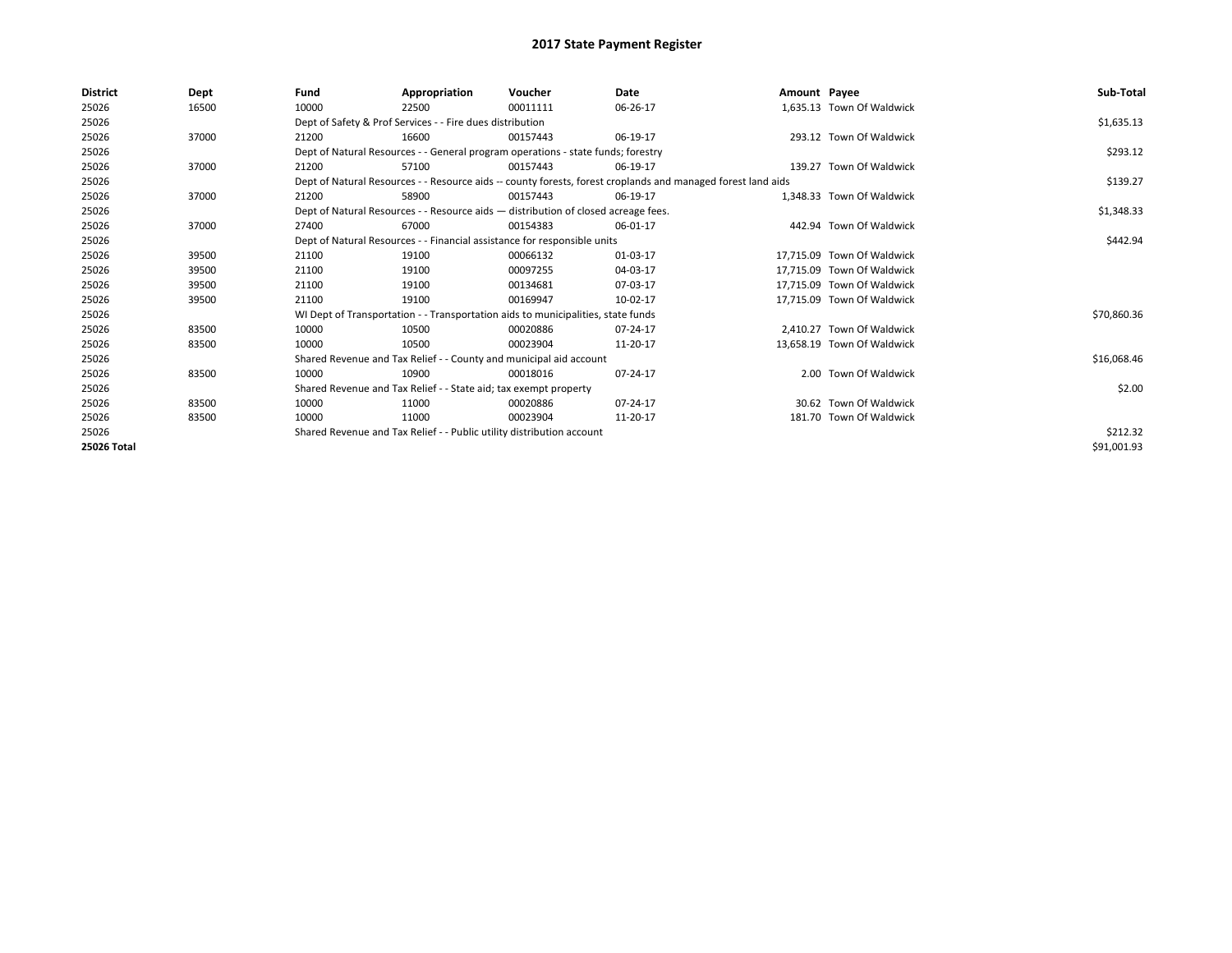# 2017 State Payment Register

| District | Dept | Fund | Appropriation | Voucher | Date | Amount | Payee | Sub-Total |
|---|---|---|---|---|---|---|---|---|
| 25026 | 16500 | 10000 | 22500 | 00011111 | 06-26-17 | 1,635.13 | Town Of Waldwick | |
| 25026 | | Dept of Safety & Prof Services - - Fire dues distribution | | | | | | $1,635.13 |
| 25026 | 37000 | 21200 | 16600 | 00157443 | 06-19-17 | 293.12 | Town Of Waldwick | |
| 25026 | | Dept of Natural Resources - - General program operations - state funds; forestry | | | | | | $293.12 |
| 25026 | 37000 | 21200 | 57100 | 00157443 | 06-19-17 | 139.27 | Town Of Waldwick | |
| 25026 | | Dept of Natural Resources - - Resource aids -- county forests, forest croplands and managed forest land aids | | | | | | $139.27 |
| 25026 | 37000 | 21200 | 58900 | 00157443 | 06-19-17 | 1,348.33 | Town Of Waldwick | |
| 25026 | | Dept of Natural Resources - - Resource aids — distribution of closed acreage fees. | | | | | | $1,348.33 |
| 25026 | 37000 | 27400 | 67000 | 00154383 | 06-01-17 | 442.94 | Town Of Waldwick | |
| 25026 | | Dept of Natural Resources - - Financial assistance for responsible units | | | | | | $442.94 |
| 25026 | 39500 | 21100 | 19100 | 00066132 | 01-03-17 | 17,715.09 | Town Of Waldwick | |
| 25026 | 39500 | 21100 | 19100 | 00097255 | 04-03-17 | 17,715.09 | Town Of Waldwick | |
| 25026 | 39500 | 21100 | 19100 | 00134681 | 07-03-17 | 17,715.09 | Town Of Waldwick | |
| 25026 | 39500 | 21100 | 19100 | 00169947 | 10-02-17 | 17,715.09 | Town Of Waldwick | |
| 25026 | | WI Dept of Transportation - - Transportation aids to municipalities, state funds | | | | | | $70,860.36 |
| 25026 | 83500 | 10000 | 10500 | 00020886 | 07-24-17 | 2,410.27 | Town Of Waldwick | |
| 25026 | 83500 | 10000 | 10500 | 00023904 | 11-20-17 | 13,658.19 | Town Of Waldwick | |
| 25026 | | Shared Revenue and Tax Relief - - County and municipal aid account | | | | | | $16,068.46 |
| 25026 | 83500 | 10000 | 10900 | 00018016 | 07-24-17 | 2.00 | Town Of Waldwick | |
| 25026 | | Shared Revenue and Tax Relief - - State aid; tax exempt property | | | | | | $2.00 |
| 25026 | 83500 | 10000 | 11000 | 00020886 | 07-24-17 | 30.62 | Town Of Waldwick | |
| 25026 | 83500 | 10000 | 11000 | 00023904 | 11-20-17 | 181.70 | Town Of Waldwick | |
| 25026 | | Shared Revenue and Tax Relief - - Public utility distribution account | | | | | | $212.32 |
| **25026 Total** | | | | | | | | $91,001.93 |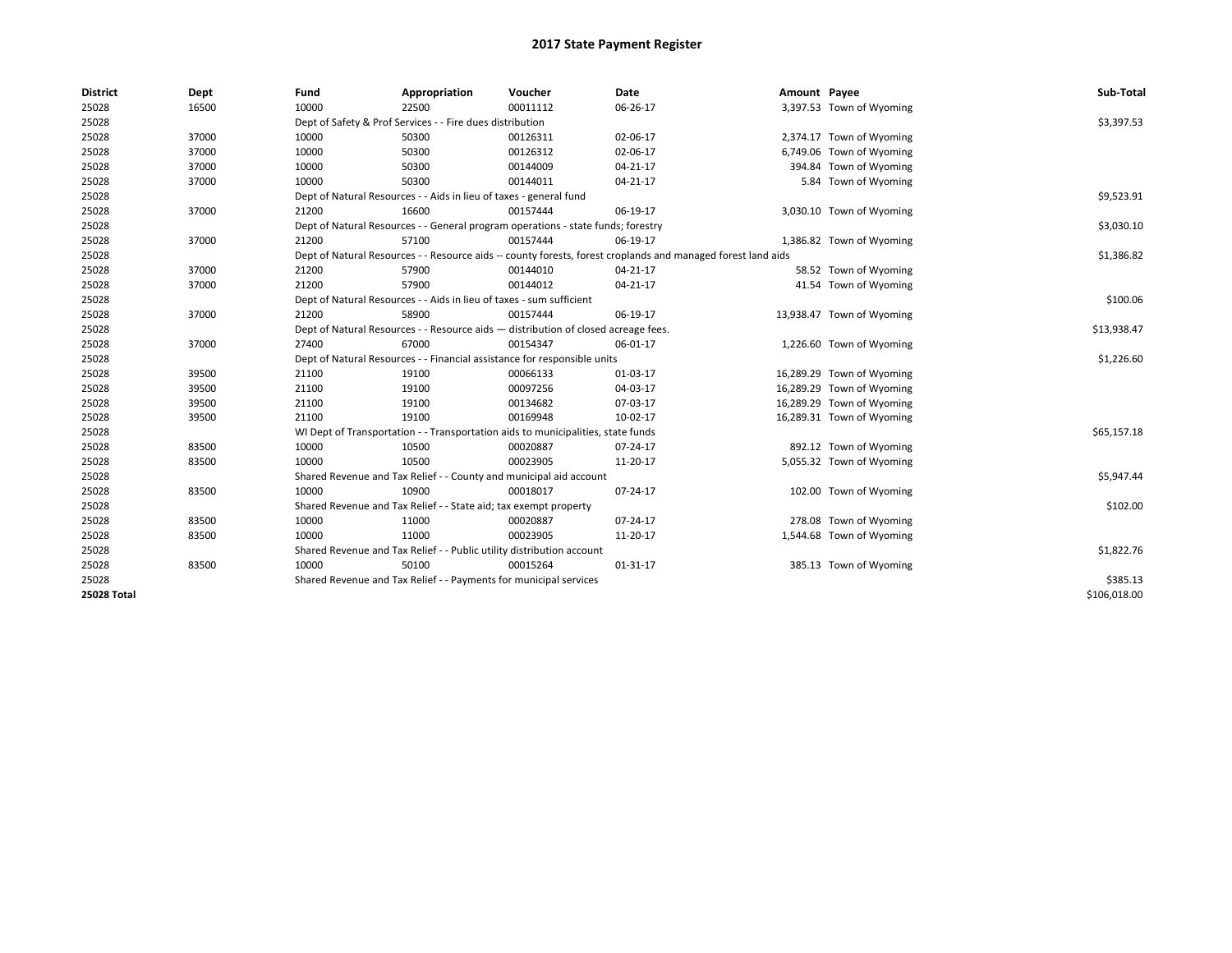# 2017 State Payment Register

| District | Dept | Fund | Appropriation | Voucher | Date | Amount | Payee | Sub-Total |
|---|---|---|---|---|---|---|---|---|
| 25028 | 16500 | 10000 | 22500 | 00011112 | 06-26-17 | 3,397.53 | Town of Wyoming | |
| 25028 | | Dept of Safety & Prof Services - - Fire dues distribution | | | | | | $3,397.53 |
| 25028 | 37000 | 10000 | 50300 | 00126311 | 02-06-17 | 2,374.17 | Town of Wyoming | |
| 25028 | 37000 | 10000 | 50300 | 00126312 | 02-06-17 | 6,749.06 | Town of Wyoming | |
| 25028 | 37000 | 10000 | 50300 | 00144009 | 04-21-17 | 394.84 | Town of Wyoming | |
| 25028 | 37000 | 10000 | 50300 | 00144011 | 04-21-17 | 5.84 | Town of Wyoming | |
| 25028 | | Dept of Natural Resources - - Aids in lieu of taxes - general fund | | | | | | $9,523.91 |
| 25028 | 37000 | 21200 | 16600 | 00157444 | 06-19-17 | 3,030.10 | Town of Wyoming | |
| 25028 | | Dept of Natural Resources - - General program operations - state funds; forestry | | | | | | $3,030.10 |
| 25028 | 37000 | 21200 | 57100 | 00157444 | 06-19-17 | 1,386.82 | Town of Wyoming | |
| 25028 | | Dept of Natural Resources - - Resource aids -- county forests, forest croplands and managed forest land aids | | | | | | $1,386.82 |
| 25028 | 37000 | 21200 | 57900 | 00144010 | 04-21-17 | 58.52 | Town of Wyoming | |
| 25028 | 37000 | 21200 | 57900 | 00144012 | 04-21-17 | 41.54 | Town of Wyoming | |
| 25028 | | Dept of Natural Resources - - Aids in lieu of taxes - sum sufficient | | | | | | $100.06 |
| 25028 | 37000 | 21200 | 58900 | 00157444 | 06-19-17 | 13,938.47 | Town of Wyoming | |
| 25028 | | Dept of Natural Resources - - Resource aids — distribution of closed acreage fees. | | | | | | $13,938.47 |
| 25028 | 37000 | 27400 | 67000 | 00154347 | 06-01-17 | 1,226.60 | Town of Wyoming | |
| 25028 | | Dept of Natural Resources - - Financial assistance for responsible units | | | | | | $1,226.60 |
| 25028 | 39500 | 21100 | 19100 | 00066133 | 01-03-17 | 16,289.29 | Town of Wyoming | |
| 25028 | 39500 | 21100 | 19100 | 00097256 | 04-03-17 | 16,289.29 | Town of Wyoming | |
| 25028 | 39500 | 21100 | 19100 | 00134682 | 07-03-17 | 16,289.29 | Town of Wyoming | |
| 25028 | 39500 | 21100 | 19100 | 00169948 | 10-02-17 | 16,289.31 | Town of Wyoming | |
| 25028 | | WI Dept of Transportation - - Transportation aids to municipalities, state funds | | | | | | $65,157.18 |
| 25028 | 83500 | 10000 | 10500 | 00020887 | 07-24-17 | 892.12 | Town of Wyoming | |
| 25028 | 83500 | 10000 | 10500 | 00023905 | 11-20-17 | 5,055.32 | Town of Wyoming | |
| 25028 | | Shared Revenue and Tax Relief - - County and municipal aid account | | | | | | $5,947.44 |
| 25028 | 83500 | 10000 | 10900 | 00018017 | 07-24-17 | 102.00 | Town of Wyoming | |
| 25028 | | Shared Revenue and Tax Relief - - State aid; tax exempt property | | | | | | $102.00 |
| 25028 | 83500 | 10000 | 11000 | 00020887 | 07-24-17 | 278.08 | Town of Wyoming | |
| 25028 | 83500 | 10000 | 11000 | 00023905 | 11-20-17 | 1,544.68 | Town of Wyoming | |
| 25028 | | Shared Revenue and Tax Relief - - Public utility distribution account | | | | | | $1,822.76 |
| 25028 | 83500 | 10000 | 50100 | 00015264 | 01-31-17 | 385.13 | Town of Wyoming | |
| 25028 | | Shared Revenue and Tax Relief - - Payments for municipal services | | | | | | $385.13 |
| **25028 Total** | | | | | | | | $106,018.00 |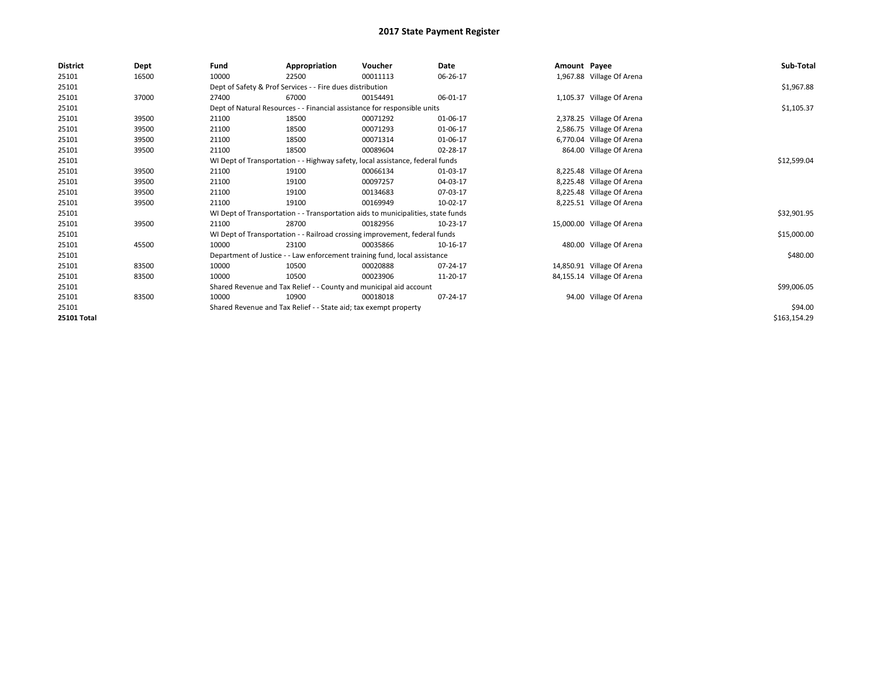# 2017 State Payment Register

| District | Dept | Fund | Appropriation | Voucher | Date | Amount | Payee | Sub-Total |
|---|---|---|---|---|---|---|---|---|
| 25101 | 16500 | 10000 | 22500 | 00011113 | 06-26-17 | 1,967.88 | Village Of Arena | |
| 25101 | | Dept of Safety & Prof Services - - Fire dues distribution | | | | | | $1,967.88 |
| 25101 | 37000 | 27400 | 67000 | 00154491 | 06-01-17 | 1,105.37 | Village Of Arena | |
| 25101 | | Dept of Natural Resources - - Financial assistance for responsible units | | | | | | $1,105.37 |
| 25101 | 39500 | 21100 | 18500 | 00071292 | 01-06-17 | 2,378.25 | Village Of Arena | |
| 25101 | 39500 | 21100 | 18500 | 00071293 | 01-06-17 | 2,586.75 | Village Of Arena | |
| 25101 | 39500 | 21100 | 18500 | 00071314 | 01-06-17 | 6,770.04 | Village Of Arena | |
| 25101 | 39500 | 21100 | 18500 | 00089604 | 02-28-17 | 864.00 | Village Of Arena | |
| 25101 | | WI Dept of Transportation - - Highway safety, local assistance, federal funds | | | | | | $12,599.04 |
| 25101 | 39500 | 21100 | 19100 | 00066134 | 01-03-17 | 8,225.48 | Village Of Arena | |
| 25101 | 39500 | 21100 | 19100 | 00097257 | 04-03-17 | 8,225.48 | Village Of Arena | |
| 25101 | 39500 | 21100 | 19100 | 00134683 | 07-03-17 | 8,225.48 | Village Of Arena | |
| 25101 | 39500 | 21100 | 19100 | 00169949 | 10-02-17 | 8,225.51 | Village Of Arena | |
| 25101 | | WI Dept of Transportation - - Transportation aids to municipalities, state funds | | | | | | $32,901.95 |
| 25101 | 39500 | 21100 | 28700 | 00182956 | 10-23-17 | 15,000.00 | Village Of Arena | |
| 25101 | | WI Dept of Transportation - - Railroad crossing improvement, federal funds | | | | | | $15,000.00 |
| 25101 | 45500 | 10000 | 23100 | 00035866 | 10-16-17 | 480.00 | Village Of Arena | |
| 25101 | | Department of Justice - - Law enforcement training fund, local assistance | | | | | | $480.00 |
| 25101 | 83500 | 10000 | 10500 | 00020888 | 07-24-17 | 14,850.91 | Village Of Arena | |
| 25101 | 83500 | 10000 | 10500 | 00023906 | 11-20-17 | 84,155.14 | Village Of Arena | |
| 25101 | | Shared Revenue and Tax Relief - - County and municipal aid account | | | | | | $99,006.05 |
| 25101 | 83500 | 10000 | 10900 | 00018018 | 07-24-17 | 94.00 | Village Of Arena | |
| 25101 | | Shared Revenue and Tax Relief - - State aid; tax exempt property | | | | | | $94.00 |
| **25101 Total** | | | | | | | | $163,154.29 |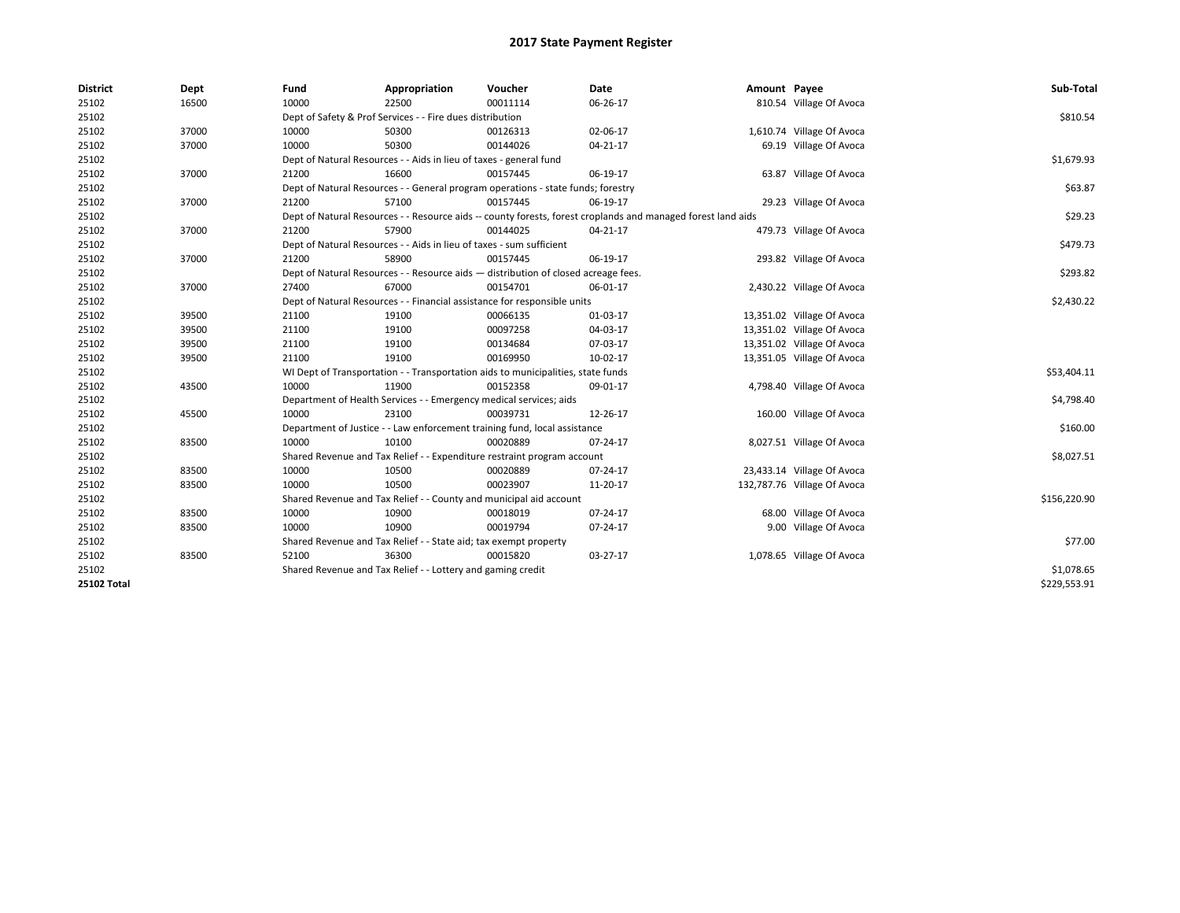# 2017 State Payment Register

| District | Dept | Fund | Appropriation | Voucher | Date | Amount | Payee | Sub-Total |
|---|---|---|---|---|---|---|---|---|
| 25102 | 16500 | 10000 | 22500 | 00011114 | 06-26-17 | 810.54 | Village Of Avoca | |
| 25102 | | Dept of Safety & Prof Services - - Fire dues distribution | | | | | | $810.54 |
| 25102 | 37000 | 10000 | 50300 | 00126313 | 02-06-17 | 1,610.74 | Village Of Avoca | |
| 25102 | 37000 | 10000 | 50300 | 00144026 | 04-21-17 | 69.19 | Village Of Avoca | |
| 25102 | | Dept of Natural Resources - - Aids in lieu of taxes - general fund | | | | | | $1,679.93 |
| 25102 | 37000 | 21200 | 16600 | 00157445 | 06-19-17 | 63.87 | Village Of Avoca | |
| 25102 | | Dept of Natural Resources - - General program operations - state funds; forestry | | | | | | $63.87 |
| 25102 | 37000 | 21200 | 57100 | 00157445 | 06-19-17 | 29.23 | Village Of Avoca | |
| 25102 | | Dept of Natural Resources - - Resource aids -- county forests, forest croplands and managed forest land aids | | | | | | $29.23 |
| 25102 | 37000 | 21200 | 57900 | 00144025 | 04-21-17 | 479.73 | Village Of Avoca | |
| 25102 | | Dept of Natural Resources - - Aids in lieu of taxes - sum sufficient | | | | | | $479.73 |
| 25102 | 37000 | 21200 | 58900 | 00157445 | 06-19-17 | 293.82 | Village Of Avoca | |
| 25102 | | Dept of Natural Resources - - Resource aids — distribution of closed acreage fees. | | | | | | $293.82 |
| 25102 | 37000 | 27400 | 67000 | 00154701 | 06-01-17 | 2,430.22 | Village Of Avoca | |
| 25102 | | Dept of Natural Resources - - Financial assistance for responsible units | | | | | | $2,430.22 |
| 25102 | 39500 | 21100 | 19100 | 00066135 | 01-03-17 | 13,351.02 | Village Of Avoca | |
| 25102 | 39500 | 21100 | 19100 | 00097258 | 04-03-17 | 13,351.02 | Village Of Avoca | |
| 25102 | 39500 | 21100 | 19100 | 00134684 | 07-03-17 | 13,351.02 | Village Of Avoca | |
| 25102 | 39500 | 21100 | 19100 | 00169950 | 10-02-17 | 13,351.05 | Village Of Avoca | |
| 25102 | | WI Dept of Transportation - - Transportation aids to municipalities, state funds | | | | | | $53,404.11 |
| 25102 | 43500 | 10000 | 11900 | 00152358 | 09-01-17 | 4,798.40 | Village Of Avoca | |
| 25102 | | Department of Health Services - - Emergency medical services; aids | | | | | | $4,798.40 |
| 25102 | 45500 | 10000 | 23100 | 00039731 | 12-26-17 | 160.00 | Village Of Avoca | |
| 25102 | | Department of Justice - - Law enforcement training fund, local assistance | | | | | | $160.00 |
| 25102 | 83500 | 10000 | 10100 | 00020889 | 07-24-17 | 8,027.51 | Village Of Avoca | |
| 25102 | | Shared Revenue and Tax Relief - - Expenditure restraint program account | | | | | | $8,027.51 |
| 25102 | 83500 | 10000 | 10500 | 00020889 | 07-24-17 | 23,433.14 | Village Of Avoca | |
| 25102 | 83500 | 10000 | 10500 | 00023907 | 11-20-17 | 132,787.76 | Village Of Avoca | |
| 25102 | | Shared Revenue and Tax Relief - - County and municipal aid account | | | | | | $156,220.90 |
| 25102 | 83500 | 10000 | 10900 | 00018019 | 07-24-17 | 68.00 | Village Of Avoca | |
| 25102 | 83500 | 10000 | 10900 | 00019794 | 07-24-17 | 9.00 | Village Of Avoca | |
| 25102 | | Shared Revenue and Tax Relief - - State aid; tax exempt property | | | | | | $77.00 |
| 25102 | 83500 | 52100 | 36300 | 00015820 | 03-27-17 | 1,078.65 | Village Of Avoca | |
| 25102 | | Shared Revenue and Tax Relief - - Lottery and gaming credit | | | | | | $1,078.65 |
| **25102 Total** | | | | | | | | $229,553.91 |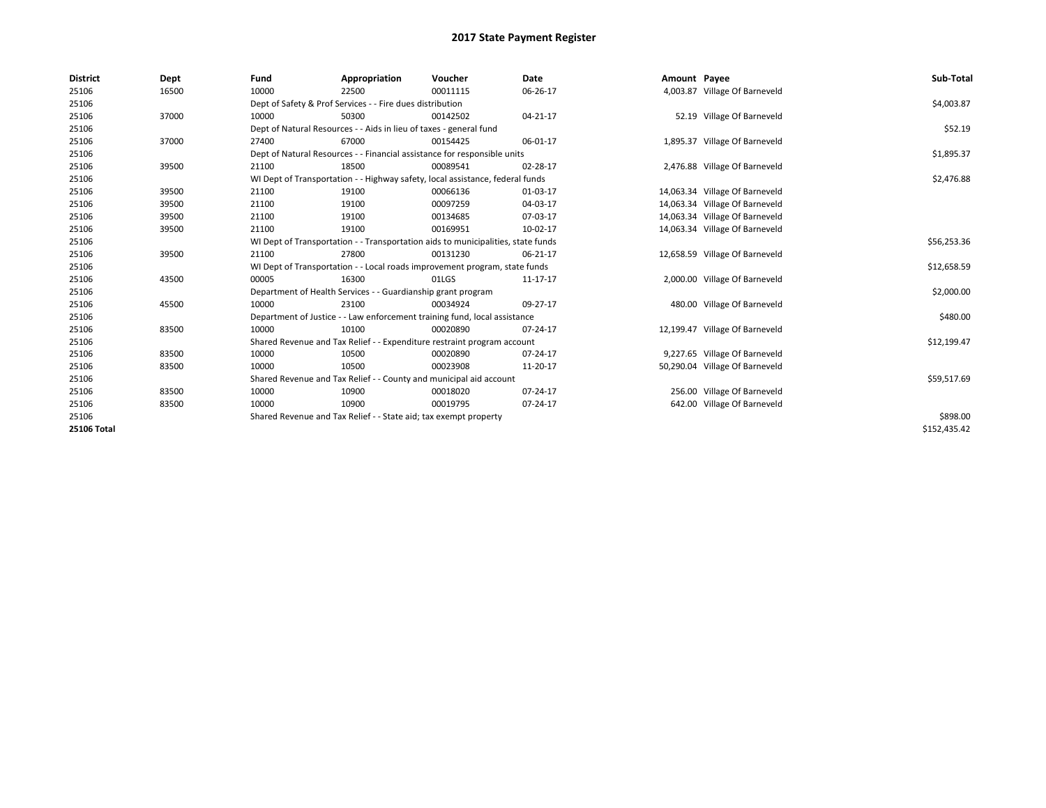# 2017 State Payment Register

| District | Dept | Fund | Appropriation | Voucher | Date | Amount | Payee | Sub-Total |
|---|---|---|---|---|---|---|---|---|
| 25106 | 16500 | 10000 | 22500 | 00011115 | 06-26-17 | 4,003.87 | Village Of Barneveld | |
| 25106 | | Dept of Safety & Prof Services - - Fire dues distribution | | | | | | $4,003.87 |
| 25106 | 37000 | 10000 | 50300 | 00142502 | 04-21-17 | 52.19 | Village Of Barneveld | |
| 25106 | | Dept of Natural Resources - - Aids in lieu of taxes - general fund | | | | | | $52.19 |
| 25106 | 37000 | 27400 | 67000 | 00154425 | 06-01-17 | 1,895.37 | Village Of Barneveld | |
| 25106 | | Dept of Natural Resources - - Financial assistance for responsible units | | | | | | $1,895.37 |
| 25106 | 39500 | 21100 | 18500 | 00089541 | 02-28-17 | 2,476.88 | Village Of Barneveld | |
| 25106 | | WI Dept of Transportation - - Highway safety, local assistance, federal funds | | | | | | $2,476.88 |
| 25106 | 39500 | 21100 | 19100 | 00066136 | 01-03-17 | 14,063.34 | Village Of Barneveld | |
| 25106 | 39500 | 21100 | 19100 | 00097259 | 04-03-17 | 14,063.34 | Village Of Barneveld | |
| 25106 | 39500 | 21100 | 19100 | 00134685 | 07-03-17 | 14,063.34 | Village Of Barneveld | |
| 25106 | 39500 | 21100 | 19100 | 00169951 | 10-02-17 | 14,063.34 | Village Of Barneveld | |
| 25106 | | WI Dept of Transportation - - Transportation aids to municipalities, state funds | | | | | | $56,253.36 |
| 25106 | 39500 | 21100 | 27800 | 00131230 | 06-21-17 | 12,658.59 | Village Of Barneveld | |
| 25106 | | WI Dept of Transportation - - Local roads improvement program, state funds | | | | | | $12,658.59 |
| 25106 | 43500 | 00005 | 16300 | 01LGS | 11-17-17 | 2,000.00 | Village Of Barneveld | |
| 25106 | | Department of Health Services - - Guardianship grant program | | | | | | $2,000.00 |
| 25106 | 45500 | 10000 | 23100 | 00034924 | 09-27-17 | 480.00 | Village Of Barneveld | |
| 25106 | | Department of Justice - - Law enforcement training fund, local assistance | | | | | | $480.00 |
| 25106 | 83500 | 10000 | 10100 | 00020890 | 07-24-17 | 12,199.47 | Village Of Barneveld | |
| 25106 | | Shared Revenue and Tax Relief - - Expenditure restraint program account | | | | | | $12,199.47 |
| 25106 | 83500 | 10000 | 10500 | 00020890 | 07-24-17 | 9,227.65 | Village Of Barneveld | |
| 25106 | 83500 | 10000 | 10500 | 00023908 | 11-20-17 | 50,290.04 | Village Of Barneveld | |
| 25106 | | Shared Revenue and Tax Relief - - County and municipal aid account | | | | | | $59,517.69 |
| 25106 | 83500 | 10000 | 10900 | 00018020 | 07-24-17 | 256.00 | Village Of Barneveld | |
| 25106 | 83500 | 10000 | 10900 | 00019795 | 07-24-17 | 642.00 | Village Of Barneveld | |
| 25106 | | Shared Revenue and Tax Relief - - State aid; tax exempt property | | | | | | $898.00 |
| **25106 Total** | | | | | | | | $152,435.42 |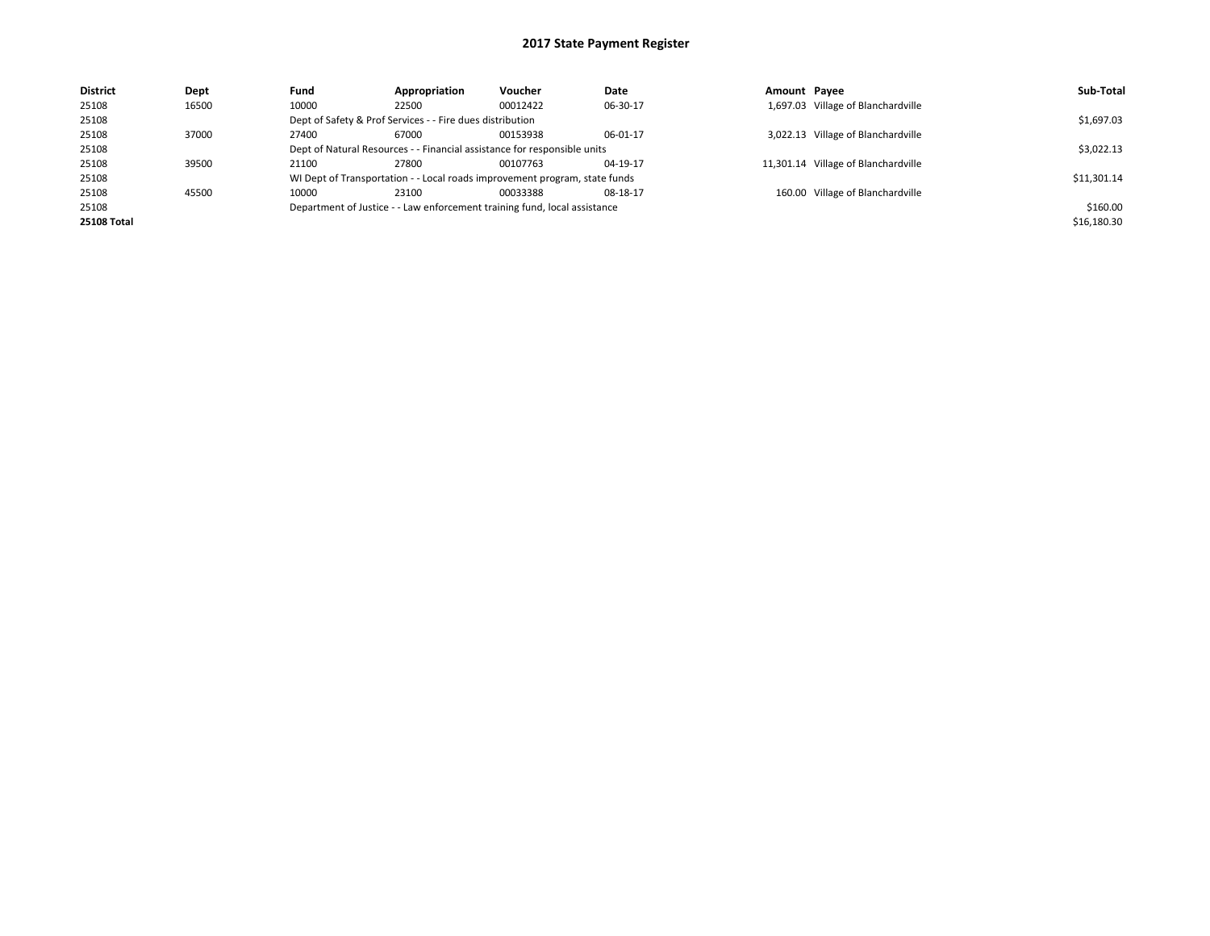# 2017 State Payment Register

| District | Dept | Fund | Appropriation | Voucher | Date | Amount | Payee | Sub-Total |
|---|---|---|---|---|---|---|---|---|
| 25108 | 16500 | 10000 | 22500 | 00012422 | 06-30-17 | 1,697.03 | Village of Blanchardville | |
| 25108 | | Dept of Safety & Prof Services - - Fire dues distribution | | | | | | $1,697.03 |
| 25108 | 37000 | 27400 | 67000 | 00153938 | 06-01-17 | 3,022.13 | Village of Blanchardville | |
| 25108 | | Dept of Natural Resources - - Financial assistance for responsible units | | | | | | $3,022.13 |
| 25108 | 39500 | 21100 | 27800 | 00107763 | 04-19-17 | 11,301.14 | Village of Blanchardville | |
| 25108 | | WI Dept of Transportation - - Local roads improvement program, state funds | | | | | | $11,301.14 |
| 25108 | 45500 | 10000 | 23100 | 00033388 | 08-18-17 | 160.00 | Village of Blanchardville | |
| 25108 | | Department of Justice - - Law enforcement training fund, local assistance | | | | | | $160.00 |
| **25108 Total** | | | | | | | | $16,180.30 |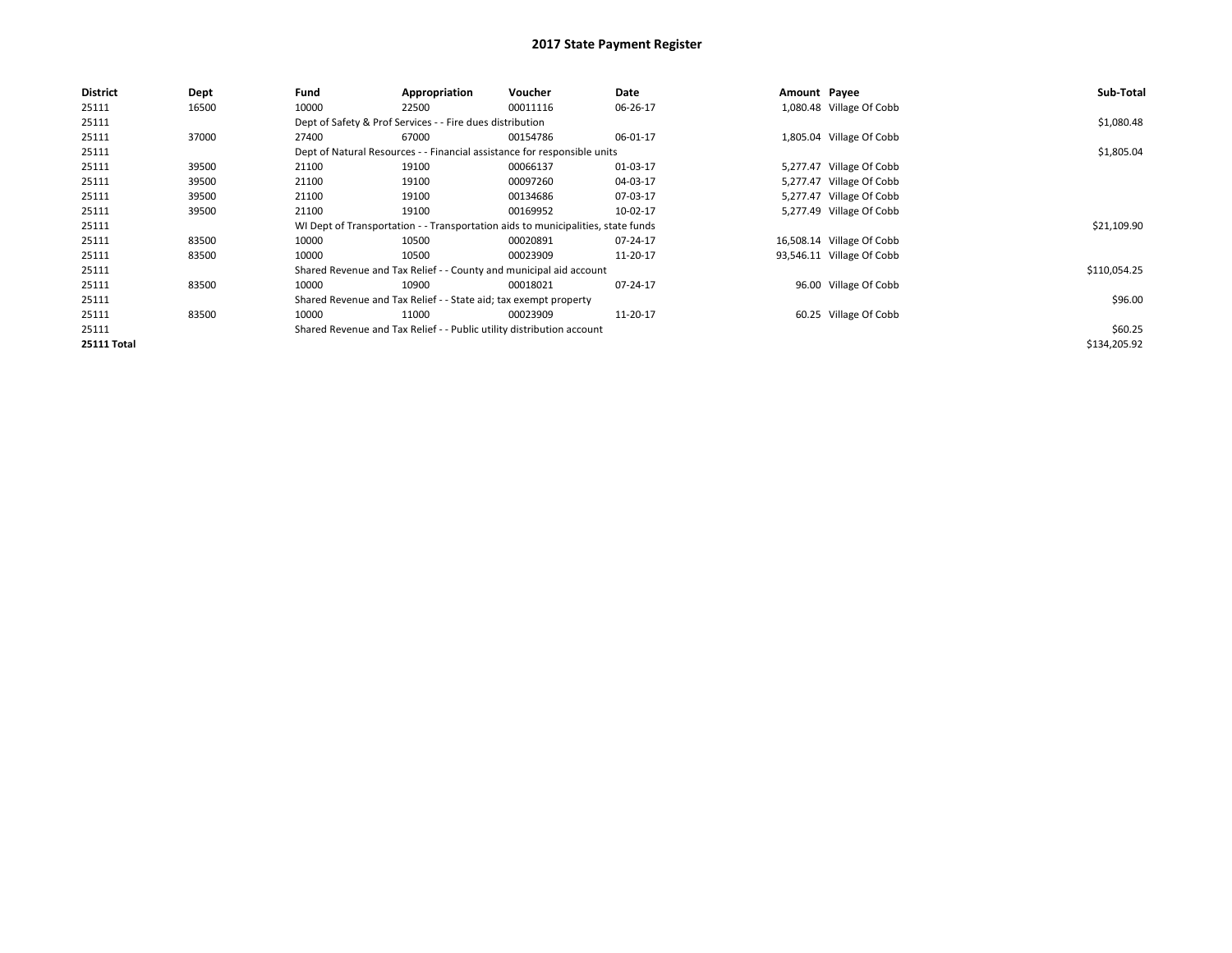# 2017 State Payment Register

| District | Dept | Fund | Appropriation | Voucher | Date | Amount | Payee | Sub-Total |
|---|---|---|---|---|---|---|---|---|
| 25111 | 16500 | 10000 | 22500 | 00011116 | 06-26-17 | 1,080.48 | Village Of Cobb | |
| 25111 | | Dept of Safety & Prof Services - - Fire dues distribution | | | | | | $1,080.48 |
| 25111 | 37000 | 27400 | 67000 | 00154786 | 06-01-17 | 1,805.04 | Village Of Cobb | |
| 25111 | | Dept of Natural Resources - - Financial assistance for responsible units | | | | | | $1,805.04 |
| 25111 | 39500 | 21100 | 19100 | 00066137 | 01-03-17 | 5,277.47 | Village Of Cobb | |
| 25111 | 39500 | 21100 | 19100 | 00097260 | 04-03-17 | 5,277.47 | Village Of Cobb | |
| 25111 | 39500 | 21100 | 19100 | 00134686 | 07-03-17 | 5,277.47 | Village Of Cobb | |
| 25111 | 39500 | 21100 | 19100 | 00169952 | 10-02-17 | 5,277.49 | Village Of Cobb | |
| 25111 | | WI Dept of Transportation - - Transportation aids to municipalities, state funds | | | | | | $21,109.90 |
| 25111 | 83500 | 10000 | 10500 | 00020891 | 07-24-17 | 16,508.14 | Village Of Cobb | |
| 25111 | 83500 | 10000 | 10500 | 00023909 | 11-20-17 | 93,546.11 | Village Of Cobb | |
| 25111 | | Shared Revenue and Tax Relief - - County and municipal aid account | | | | | | $110,054.25 |
| 25111 | 83500 | 10000 | 10900 | 00018021 | 07-24-17 | 96.00 | Village Of Cobb | |
| 25111 | | Shared Revenue and Tax Relief - - State aid; tax exempt property | | | | | | $96.00 |
| 25111 | 83500 | 10000 | 11000 | 00023909 | 11-20-17 | 60.25 | Village Of Cobb | |
| 25111 | | Shared Revenue and Tax Relief - - Public utility distribution account | | | | | | $60.25 |
| **25111 Total** | | | | | | | | $134,205.92 |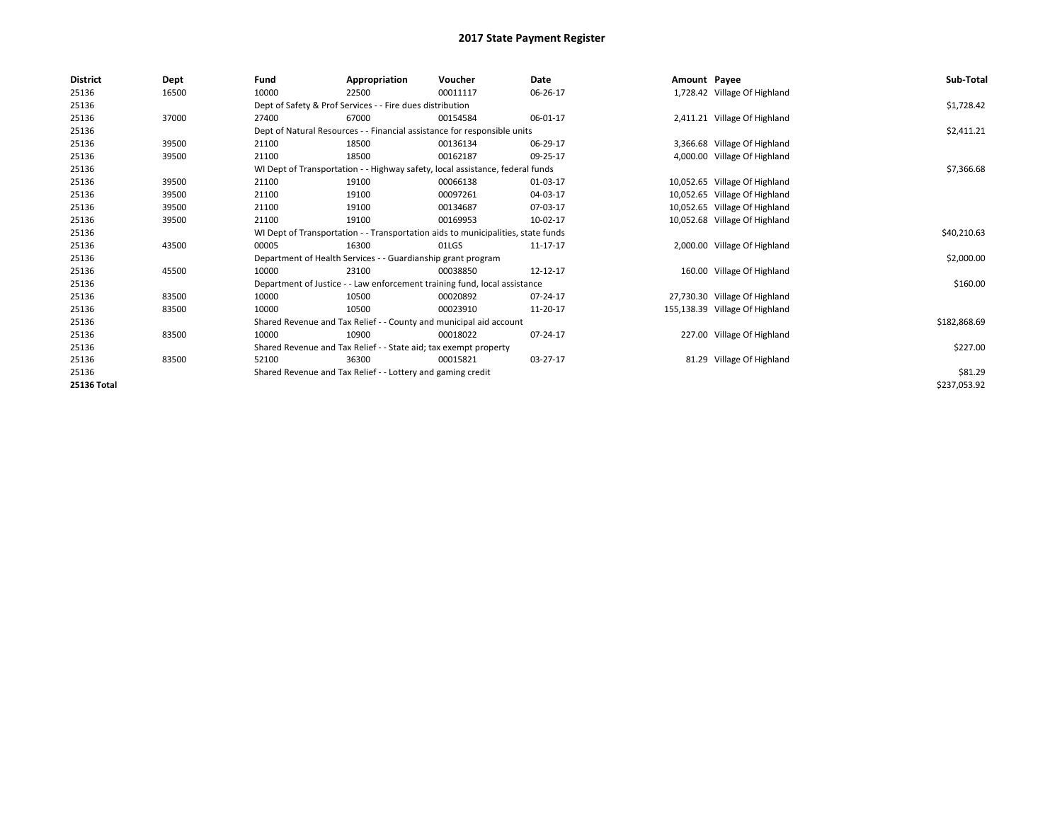# 2017 State Payment Register

| District | Dept | Fund | Appropriation | Voucher | Date | Amount | Payee | Sub-Total |
|---|---|---|---|---|---|---|---|---|
| 25136 | 16500 | 10000 | 22500 | 00011117 | 06-26-17 | 1,728.42 | Village Of Highland | |
| 25136 | | Dept of Safety & Prof Services - - Fire dues distribution | | | | | | $1,728.42 |
| 25136 | 37000 | 27400 | 67000 | 00154584 | 06-01-17 | 2,411.21 | Village Of Highland | |
| 25136 | | Dept of Natural Resources - - Financial assistance for responsible units | | | | | | $2,411.21 |
| 25136 | 39500 | 21100 | 18500 | 00136134 | 06-29-17 | 3,366.68 | Village Of Highland | |
| 25136 | 39500 | 21100 | 18500 | 00162187 | 09-25-17 | 4,000.00 | Village Of Highland | |
| 25136 | | WI Dept of Transportation - - Highway safety, local assistance, federal funds | | | | | | $7,366.68 |
| 25136 | 39500 | 21100 | 19100 | 00066138 | 01-03-17 | 10,052.65 | Village Of Highland | |
| 25136 | 39500 | 21100 | 19100 | 00097261 | 04-03-17 | 10,052.65 | Village Of Highland | |
| 25136 | 39500 | 21100 | 19100 | 00134687 | 07-03-17 | 10,052.65 | Village Of Highland | |
| 25136 | 39500 | 21100 | 19100 | 00169953 | 10-02-17 | 10,052.68 | Village Of Highland | |
| 25136 | | WI Dept of Transportation - - Transportation aids to municipalities, state funds | | | | | | $40,210.63 |
| 25136 | 43500 | 00005 | 16300 | 01LGS | 11-17-17 | 2,000.00 | Village Of Highland | |
| 25136 | | Department of Health Services - - Guardianship grant program | | | | | | $2,000.00 |
| 25136 | 45500 | 10000 | 23100 | 00038850 | 12-12-17 | 160.00 | Village Of Highland | |
| 25136 | | Department of Justice - - Law enforcement training fund, local assistance | | | | | | $160.00 |
| 25136 | 83500 | 10000 | 10500 | 00020892 | 07-24-17 | 27,730.30 | Village Of Highland | |
| 25136 | 83500 | 10000 | 10500 | 00023910 | 11-20-17 | 155,138.39 | Village Of Highland | |
| 25136 | | Shared Revenue and Tax Relief - - County and municipal aid account | | | | | | $182,868.69 |
| 25136 | 83500 | 10000 | 10900 | 00018022 | 07-24-17 | 227.00 | Village Of Highland | |
| 25136 | | Shared Revenue and Tax Relief - - State aid; tax exempt property | | | | | | $227.00 |
| 25136 | 83500 | 52100 | 36300 | 00015821 | 03-27-17 | 81.29 | Village Of Highland | |
| 25136 | | Shared Revenue and Tax Relief - - Lottery and gaming credit | | | | | | $81.29 |
| **25136 Total** | | | | | | | | $237,053.92 |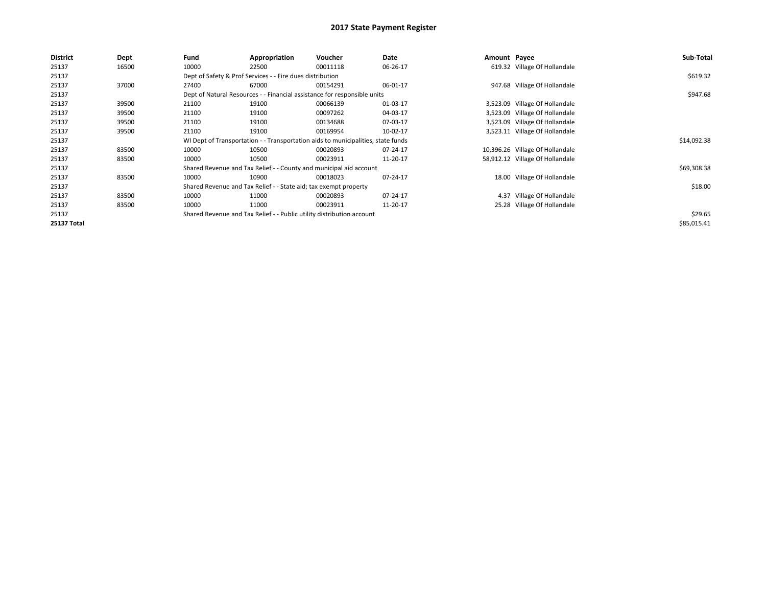# 2017 State Payment Register

| District | Dept | Fund | Appropriation | Voucher | Date | Amount | Payee | Sub-Total |
|---|---|---|---|---|---|---|---|---|
| 25137 | 16500 | 10000 | 22500 | 00011118 | 06-26-17 | 619.32 | Village Of Hollandale | |
| 25137 | | Dept of Safety & Prof Services - - Fire dues distribution | | | | | | $619.32 |
| 25137 | 37000 | 27400 | 67000 | 00154291 | 06-01-17 | 947.68 | Village Of Hollandale | |
| 25137 | | Dept of Natural Resources - - Financial assistance for responsible units | | | | | | $947.68 |
| 25137 | 39500 | 21100 | 19100 | 00066139 | 01-03-17 | 3,523.09 | Village Of Hollandale | |
| 25137 | 39500 | 21100 | 19100 | 00097262 | 04-03-17 | 3,523.09 | Village Of Hollandale | |
| 25137 | 39500 | 21100 | 19100 | 00134688 | 07-03-17 | 3,523.09 | Village Of Hollandale | |
| 25137 | 39500 | 21100 | 19100 | 00169954 | 10-02-17 | 3,523.11 | Village Of Hollandale | |
| 25137 | | WI Dept of Transportation - - Transportation aids to municipalities, state funds | | | | | | $14,092.38 |
| 25137 | 83500 | 10000 | 10500 | 00020893 | 07-24-17 | 10,396.26 | Village Of Hollandale | |
| 25137 | 83500 | 10000 | 10500 | 00023911 | 11-20-17 | 58,912.12 | Village Of Hollandale | |
| 25137 | | Shared Revenue and Tax Relief - - County and municipal aid account | | | | | | $69,308.38 |
| 25137 | 83500 | 10000 | 10900 | 00018023 | 07-24-17 | 18.00 | Village Of Hollandale | |
| 25137 | | Shared Revenue and Tax Relief - - State aid; tax exempt property | | | | | | $18.00 |
| 25137 | 83500 | 10000 | 11000 | 00020893 | 07-24-17 | 4.37 | Village Of Hollandale | |
| 25137 | 83500 | 10000 | 11000 | 00023911 | 11-20-17 | 25.28 | Village Of Hollandale | |
| 25137 | | Shared Revenue and Tax Relief - - Public utility distribution account | | | | | | $29.65 |
| **25137 Total** | | | | | | | | $85,015.41 |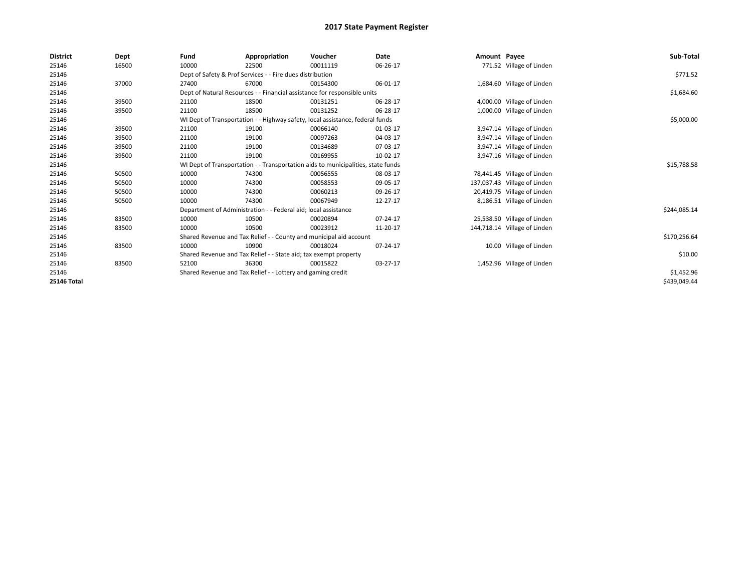# 2017 State Payment Register

| District | Dept | Fund | Appropriation | Voucher | Date | Amount | Payee | Sub-Total |
|---|---|---|---|---|---|---|---|---|
| 25146 | 16500 | 10000 | 22500 | 00011119 | 06-26-17 | 771.52 | Village of Linden | |
| 25146 | | Dept of Safety & Prof Services - - Fire dues distribution | | | | | | $771.52 |
| 25146 | 37000 | 27400 | 67000 | 00154300 | 06-01-17 | 1,684.60 | Village of Linden | |
| 25146 | | Dept of Natural Resources - - Financial assistance for responsible units | | | | | | $1,684.60 |
| 25146 | 39500 | 21100 | 18500 | 00131251 | 06-28-17 | 4,000.00 | Village of Linden | |
| 25146 | 39500 | 21100 | 18500 | 00131252 | 06-28-17 | 1,000.00 | Village of Linden | |
| 25146 | | WI Dept of Transportation - - Highway safety, local assistance, federal funds | | | | | | $5,000.00 |
| 25146 | 39500 | 21100 | 19100 | 00066140 | 01-03-17 | 3,947.14 | Village of Linden | |
| 25146 | 39500 | 21100 | 19100 | 00097263 | 04-03-17 | 3,947.14 | Village of Linden | |
| 25146 | 39500 | 21100 | 19100 | 00134689 | 07-03-17 | 3,947.14 | Village of Linden | |
| 25146 | 39500 | 21100 | 19100 | 00169955 | 10-02-17 | 3,947.16 | Village of Linden | |
| 25146 | | WI Dept of Transportation - - Transportation aids to municipalities, state funds | | | | | | $15,788.58 |
| 25146 | 50500 | 10000 | 74300 | 00056555 | 08-03-17 | 78,441.45 | Village of Linden | |
| 25146 | 50500 | 10000 | 74300 | 00058553 | 09-05-17 | 137,037.43 | Village of Linden | |
| 25146 | 50500 | 10000 | 74300 | 00060213 | 09-26-17 | 20,419.75 | Village of Linden | |
| 25146 | 50500 | 10000 | 74300 | 00067949 | 12-27-17 | 8,186.51 | Village of Linden | |
| 25146 | | Department of Administration - - Federal aid; local assistance | | | | | | $244,085.14 |
| 25146 | 83500 | 10000 | 10500 | 00020894 | 07-24-17 | 25,538.50 | Village of Linden | |
| 25146 | 83500 | 10000 | 10500 | 00023912 | 11-20-17 | 144,718.14 | Village of Linden | |
| 25146 | | Shared Revenue and Tax Relief - - County and municipal aid account | | | | | | $170,256.64 |
| 25146 | 83500 | 10000 | 10900 | 00018024 | 07-24-17 | 10.00 | Village of Linden | |
| 25146 | | Shared Revenue and Tax Relief - - State aid; tax exempt property | | | | | | $10.00 |
| 25146 | 83500 | 52100 | 36300 | 00015822 | 03-27-17 | 1,452.96 | Village of Linden | |
| 25146 | | Shared Revenue and Tax Relief - - Lottery and gaming credit | | | | | | $1,452.96 |
| **25146 Total** | | | | | | | | $439,049.44 |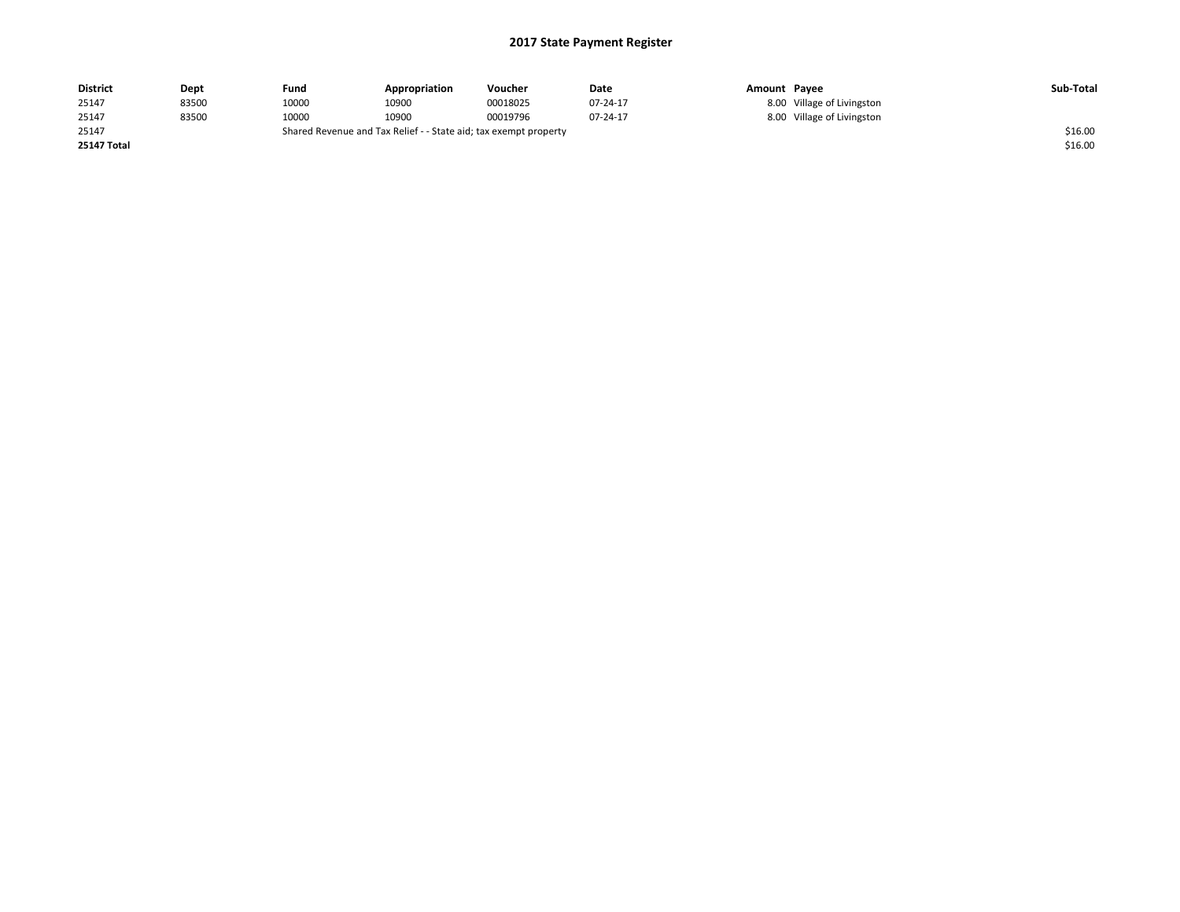# 2017 State Payment Register

| District | Dept | Fund | Appropriation | Voucher | Date | Amount | Payee | Sub-Total |
|---|---|---|---|---|---|---|---|---|
| 25147 | 83500 | 10000 | 10900 | 00018025 | 07-24-17 | 8.00 | Village of Livingston | |
| 25147 | 83500 | 10000 | 10900 | 00019796 | 07-24-17 | 8.00 | Village of Livingston | |
| 25147 | | Shared Revenue and Tax Relief - - State aid; tax exempt property | | | | | | $16.00 |
| **25147 Total** | | | | | | | | $16.00 |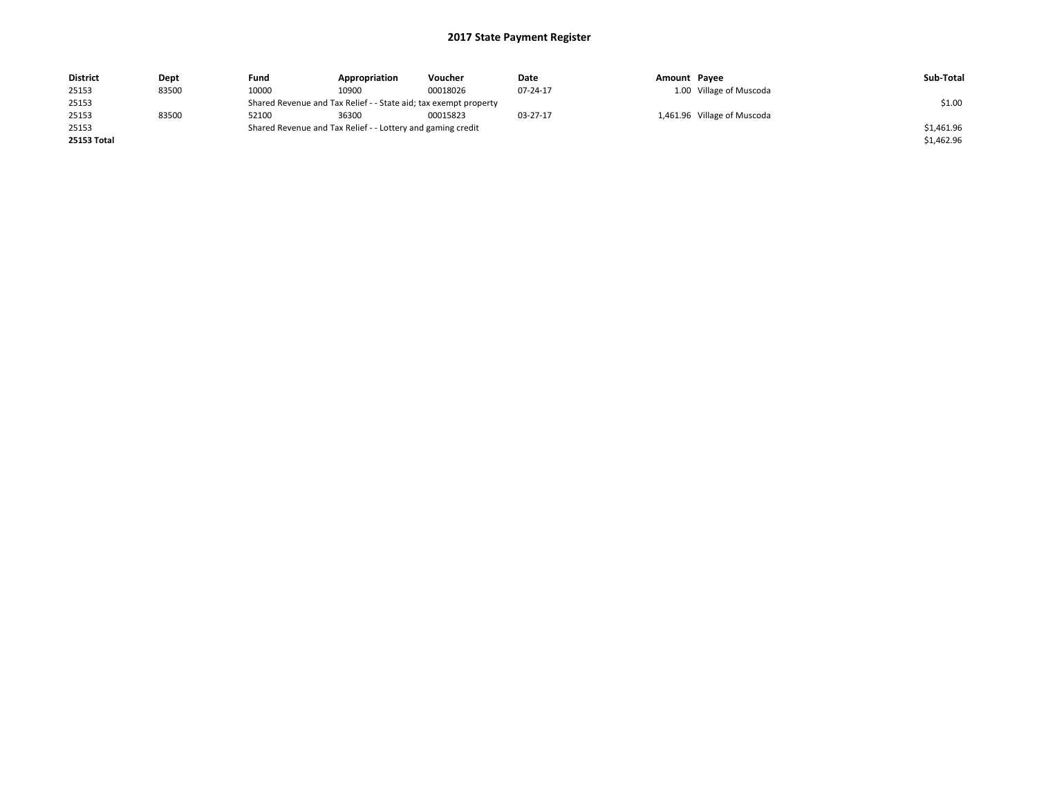# 2017 State Payment Register

| District | Dept | Fund | Appropriation | Voucher | Date | Amount | Payee | Sub-Total |
|---|---|---|---|---|---|---|---|---|
| 25153 | 83500 | 10000 | 10900 | 00018026 | 07-24-17 | 1.00 | Village of Muscoda | |
| 25153 | | Shared Revenue and Tax Relief - - State aid; tax exempt property | | | | | | $1.00 |
| 25153 | 83500 | 52100 | 36300 | 00015823 | 03-27-17 | 1,461.96 | Village of Muscoda | |
| 25153 | | Shared Revenue and Tax Relief - - Lottery and gaming credit | | | | | | $1,461.96 |
| **25153 Total** | | | | | | | | $1,462.96 |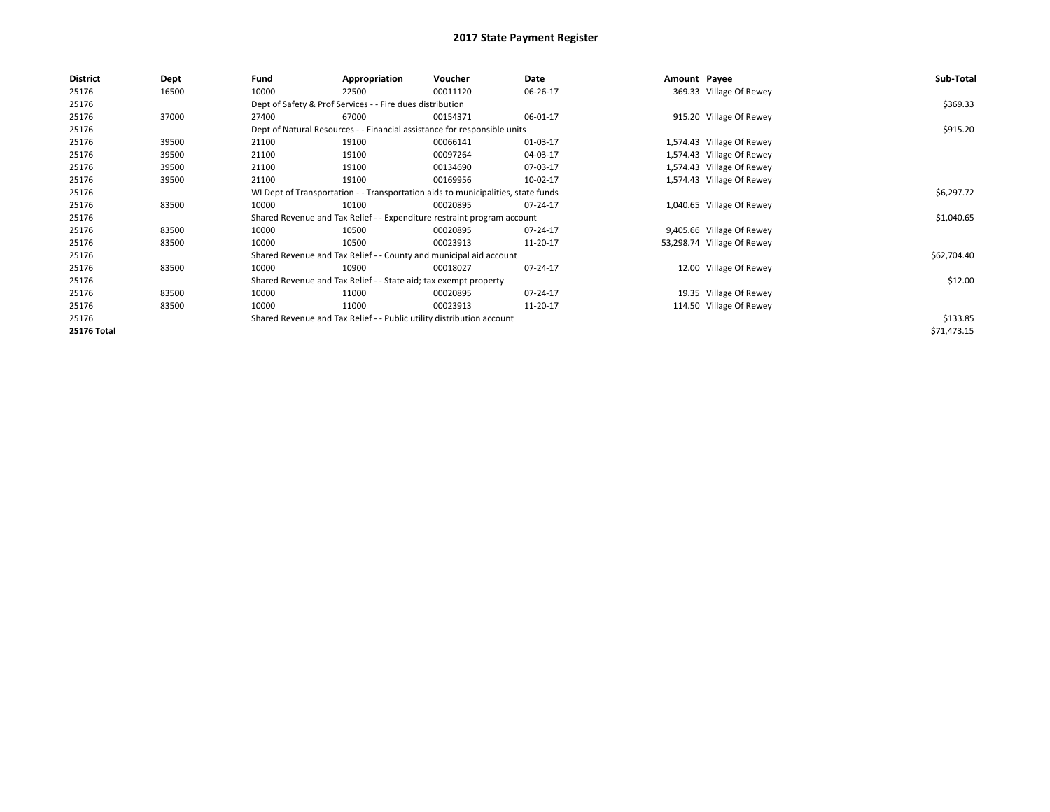# 2017 State Payment Register

| District | Dept | Fund | Appropriation | Voucher | Date | Amount | Payee | Sub-Total |
|---|---|---|---|---|---|---|---|---|
| 25176 | 16500 | 10000 | 22500 | 00011120 | 06-26-17 | 369.33 | Village Of Rewey | |
| 25176 | | Dept of Safety & Prof Services - - Fire dues distribution | | | | | | $369.33 |
| 25176 | 37000 | 27400 | 67000 | 00154371 | 06-01-17 | 915.20 | Village Of Rewey | |
| 25176 | | Dept of Natural Resources - - Financial assistance for responsible units | | | | | | $915.20 |
| 25176 | 39500 | 21100 | 19100 | 00066141 | 01-03-17 | 1,574.43 | Village Of Rewey | |
| 25176 | 39500 | 21100 | 19100 | 00097264 | 04-03-17 | 1,574.43 | Village Of Rewey | |
| 25176 | 39500 | 21100 | 19100 | 00134690 | 07-03-17 | 1,574.43 | Village Of Rewey | |
| 25176 | 39500 | 21100 | 19100 | 00169956 | 10-02-17 | 1,574.43 | Village Of Rewey | |
| 25176 | | WI Dept of Transportation - - Transportation aids to municipalities, state funds | | | | | | $6,297.72 |
| 25176 | 83500 | 10000 | 10100 | 00020895 | 07-24-17 | 1,040.65 | Village Of Rewey | |
| 25176 | | Shared Revenue and Tax Relief - - Expenditure restraint program account | | | | | | $1,040.65 |
| 25176 | 83500 | 10000 | 10500 | 00020895 | 07-24-17 | 9,405.66 | Village Of Rewey | |
| 25176 | 83500 | 10000 | 10500 | 00023913 | 11-20-17 | 53,298.74 | Village Of Rewey | |
| 25176 | | Shared Revenue and Tax Relief - - County and municipal aid account | | | | | | $62,704.40 |
| 25176 | 83500 | 10000 | 10900 | 00018027 | 07-24-17 | 12.00 | Village Of Rewey | |
| 25176 | | Shared Revenue and Tax Relief - - State aid; tax exempt property | | | | | | $12.00 |
| 25176 | 83500 | 10000 | 11000 | 00020895 | 07-24-17 | 19.35 | Village Of Rewey | |
| 25176 | 83500 | 10000 | 11000 | 00023913 | 11-20-17 | 114.50 | Village Of Rewey | |
| 25176 | | Shared Revenue and Tax Relief - - Public utility distribution account | | | | | | $133.85 |
| **25176 Total** | | | | | | | | $71,473.15 |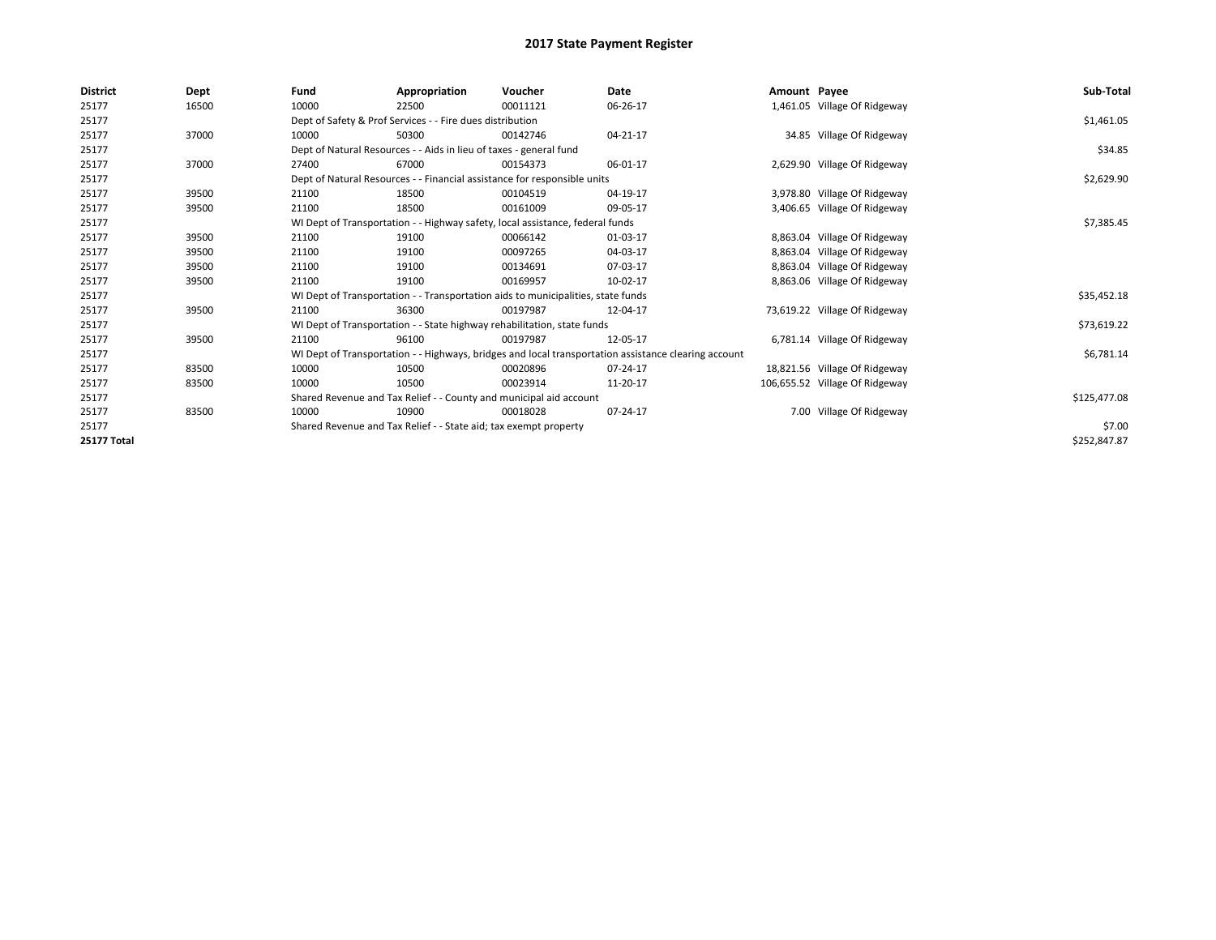# 2017 State Payment Register

| District | Dept | Fund | Appropriation | Voucher | Date | Amount | Payee | Sub-Total |
|---|---|---|---|---|---|---|---|---|
| 25177 | 16500 | 10000 | 22500 | 00011121 | 06-26-17 | 1,461.05 | Village Of Ridgeway | |
| 25177 | | Dept of Safety & Prof Services - - Fire dues distribution | | | | | | $1,461.05 |
| 25177 | 37000 | 10000 | 50300 | 00142746 | 04-21-17 | 34.85 | Village Of Ridgeway | |
| 25177 | | Dept of Natural Resources - - Aids in lieu of taxes - general fund | | | | | | $34.85 |
| 25177 | 37000 | 27400 | 67000 | 00154373 | 06-01-17 | 2,629.90 | Village Of Ridgeway | |
| 25177 | | Dept of Natural Resources - - Financial assistance for responsible units | | | | | | $2,629.90 |
| 25177 | 39500 | 21100 | 18500 | 00104519 | 04-19-17 | 3,978.80 | Village Of Ridgeway | |
| 25177 | 39500 | 21100 | 18500 | 00161009 | 09-05-17 | 3,406.65 | Village Of Ridgeway | |
| 25177 | | WI Dept of Transportation - - Highway safety, local assistance, federal funds | | | | | | $7,385.45 |
| 25177 | 39500 | 21100 | 19100 | 00066142 | 01-03-17 | 8,863.04 | Village Of Ridgeway | |
| 25177 | 39500 | 21100 | 19100 | 00097265 | 04-03-17 | 8,863.04 | Village Of Ridgeway | |
| 25177 | 39500 | 21100 | 19100 | 00134691 | 07-03-17 | 8,863.04 | Village Of Ridgeway | |
| 25177 | 39500 | 21100 | 19100 | 00169957 | 10-02-17 | 8,863.06 | Village Of Ridgeway | |
| 25177 | | WI Dept of Transportation - - Transportation aids to municipalities, state funds | | | | | | $35,452.18 |
| 25177 | 39500 | 21100 | 36300 | 00197987 | 12-04-17 | 73,619.22 | Village Of Ridgeway | |
| 25177 | | WI Dept of Transportation - - State highway rehabilitation, state funds | | | | | | $73,619.22 |
| 25177 | 39500 | 21100 | 96100 | 00197987 | 12-05-17 | 6,781.14 | Village Of Ridgeway | |
| 25177 | | WI Dept of Transportation - - Highways, bridges and local transportation assistance clearing account | | | | | | $6,781.14 |
| 25177 | 83500 | 10000 | 10500 | 00020896 | 07-24-17 | 18,821.56 | Village Of Ridgeway | |
| 25177 | 83500 | 10000 | 10500 | 00023914 | 11-20-17 | 106,655.52 | Village Of Ridgeway | |
| 25177 | | Shared Revenue and Tax Relief - - County and municipal aid account | | | | | | $125,477.08 |
| 25177 | 83500 | 10000 | 10900 | 00018028 | 07-24-17 | 7.00 | Village Of Ridgeway | |
| 25177 | | Shared Revenue and Tax Relief - - State aid; tax exempt property | | | | | | $7.00 |
| **25177 Total** | | | | | | | | $252,847.87 |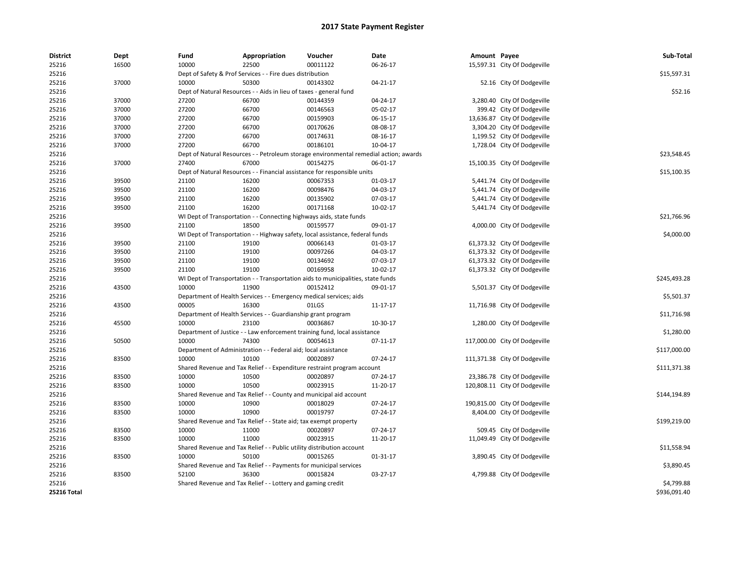# 2017 State Payment Register

| District | Dept | Fund | Appropriation | Voucher | Date | Amount | Payee | Sub-Total |
|---|---|---|---|---|---|---|---|---|
| 25216 | 16500 | 10000 | 22500 | 00011122 | 06-26-17 | 15,597.31 | City Of Dodgeville | |
| 25216 | | Dept of Safety & Prof Services - - Fire dues distribution | | | | | | $15,597.31 |
| 25216 | 37000 | 10000 | 50300 | 00143302 | 04-21-17 | 52.16 | City Of Dodgeville | |
| 25216 | | Dept of Natural Resources - - Aids in lieu of taxes - general fund | | | | | | $52.16 |
| 25216 | 37000 | 27200 | 66700 | 00144359 | 04-24-17 | 3,280.40 | City Of Dodgeville | |
| 25216 | 37000 | 27200 | 66700 | 00146563 | 05-02-17 | 399.42 | City Of Dodgeville | |
| 25216 | 37000 | 27200 | 66700 | 00159903 | 06-15-17 | 13,636.87 | City Of Dodgeville | |
| 25216 | 37000 | 27200 | 66700 | 00170626 | 08-08-17 | 3,304.20 | City Of Dodgeville | |
| 25216 | 37000 | 27200 | 66700 | 00174631 | 08-16-17 | 1,199.52 | City Of Dodgeville | |
| 25216 | 37000 | 27200 | 66700 | 00186101 | 10-04-17 | 1,728.04 | City Of Dodgeville | |
| 25216 | | Dept of Natural Resources - - Petroleum storage environmental remedial action; awards | | | | | | $23,548.45 |
| 25216 | 37000 | 27400 | 67000 | 00154275 | 06-01-17 | 15,100.35 | City Of Dodgeville | |
| 25216 | | Dept of Natural Resources - - Financial assistance for responsible units | | | | | | $15,100.35 |
| 25216 | 39500 | 21100 | 16200 | 00067353 | 01-03-17 | 5,441.74 | City Of Dodgeville | |
| 25216 | 39500 | 21100 | 16200 | 00098476 | 04-03-17 | 5,441.74 | City Of Dodgeville | |
| 25216 | 39500 | 21100 | 16200 | 00135902 | 07-03-17 | 5,441.74 | City Of Dodgeville | |
| 25216 | 39500 | 21100 | 16200 | 00171168 | 10-02-17 | 5,441.74 | City Of Dodgeville | |
| 25216 | | WI Dept of Transportation - - Connecting highways aids, state funds | | | | | | $21,766.96 |
| 25216 | 39500 | 21100 | 18500 | 00159577 | 09-01-17 | 4,000.00 | City Of Dodgeville | |
| 25216 | | WI Dept of Transportation - - Highway safety, local assistance, federal funds | | | | | | $4,000.00 |
| 25216 | 39500 | 21100 | 19100 | 00066143 | 01-03-17 | 61,373.32 | City Of Dodgeville | |
| 25216 | 39500 | 21100 | 19100 | 00097266 | 04-03-17 | 61,373.32 | City Of Dodgeville | |
| 25216 | 39500 | 21100 | 19100 | 00134692 | 07-03-17 | 61,373.32 | City Of Dodgeville | |
| 25216 | 39500 | 21100 | 19100 | 00169958 | 10-02-17 | 61,373.32 | City Of Dodgeville | |
| 25216 | | WI Dept of Transportation - - Transportation aids to municipalities, state funds | | | | | | $245,493.28 |
| 25216 | 43500 | 10000 | 11900 | 00152412 | 09-01-17 | 5,501.37 | City Of Dodgeville | |
| 25216 | | Department of Health Services - - Emergency medical services; aids | | | | | | $5,501.37 |
| 25216 | 43500 | 00005 | 16300 | 01LGS | 11-17-17 | 11,716.98 | City Of Dodgeville | |
| 25216 | | Department of Health Services - - Guardianship grant program | | | | | | $11,716.98 |
| 25216 | 45500 | 10000 | 23100 | 00036867 | 10-30-17 | 1,280.00 | City Of Dodgeville | |
| 25216 | | Department of Justice - - Law enforcement training fund, local assistance | | | | | | $1,280.00 |
| 25216 | 50500 | 10000 | 74300 | 00054613 | 07-11-17 | 117,000.00 | City Of Dodgeville | |
| 25216 | | Department of Administration - - Federal aid; local assistance | | | | | | $117,000.00 |
| 25216 | 83500 | 10000 | 10100 | 00020897 | 07-24-17 | 111,371.38 | City Of Dodgeville | |
| 25216 | | Shared Revenue and Tax Relief - - Expenditure restraint program account | | | | | | $111,371.38 |
| 25216 | 83500 | 10000 | 10500 | 00020897 | 07-24-17 | 23,386.78 | City Of Dodgeville | |
| 25216 | 83500 | 10000 | 10500 | 00023915 | 11-20-17 | 120,808.11 | City Of Dodgeville | |
| 25216 | | Shared Revenue and Tax Relief - - County and municipal aid account | | | | | | $144,194.89 |
| 25216 | 83500 | 10000 | 10900 | 00018029 | 07-24-17 | 190,815.00 | City Of Dodgeville | |
| 25216 | 83500 | 10000 | 10900 | 00019797 | 07-24-17 | 8,404.00 | City Of Dodgeville | |
| 25216 | | Shared Revenue and Tax Relief - - State aid; tax exempt property | | | | | | $199,219.00 |
| 25216 | 83500 | 10000 | 11000 | 00020897 | 07-24-17 | 509.45 | City Of Dodgeville | |
| 25216 | 83500 | 10000 | 11000 | 00023915 | 11-20-17 | 11,049.49 | City Of Dodgeville | |
| 25216 | | Shared Revenue and Tax Relief - - Public utility distribution account | | | | | | $11,558.94 |
| 25216 | 83500 | 10000 | 50100 | 00015265 | 01-31-17 | 3,890.45 | City Of Dodgeville | |
| 25216 | | Shared Revenue and Tax Relief - - Payments for municipal services | | | | | | $3,890.45 |
| 25216 | 83500 | 52100 | 36300 | 00015824 | 03-27-17 | 4,799.88 | City Of Dodgeville | |
| 25216 | | Shared Revenue and Tax Relief - - Lottery and gaming credit | | | | | | $4,799.88 |
| **25216 Total** | | | | | | | | $936,091.40 |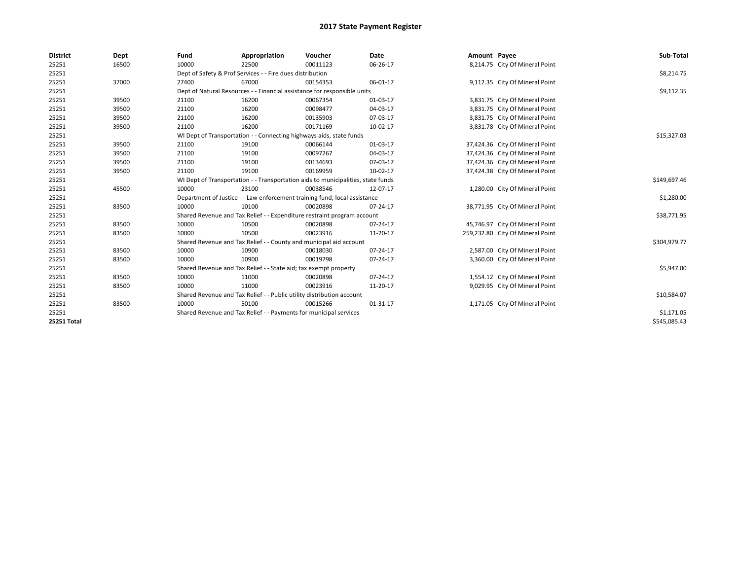# 2017 State Payment Register

| District | Dept | Fund | Appropriation | Voucher | Date | Amount | Payee | Sub-Total |
|---|---|---|---|---|---|---|---|---|
| 25251 | 16500 | 10000 | 22500 | 00011123 | 06-26-17 | 8,214.75 | City Of Mineral Point | |
| 25251 | | Dept of Safety & Prof Services - - Fire dues distribution | | | | | | $8,214.75 |
| 25251 | 37000 | 27400 | 67000 | 00154353 | 06-01-17 | 9,112.35 | City Of Mineral Point | |
| 25251 | | Dept of Natural Resources - - Financial assistance for responsible units | | | | | | $9,112.35 |
| 25251 | 39500 | 21100 | 16200 | 00067354 | 01-03-17 | 3,831.75 | City Of Mineral Point | |
| 25251 | 39500 | 21100 | 16200 | 00098477 | 04-03-17 | 3,831.75 | City Of Mineral Point | |
| 25251 | 39500 | 21100 | 16200 | 00135903 | 07-03-17 | 3,831.75 | City Of Mineral Point | |
| 25251 | 39500 | 21100 | 16200 | 00171169 | 10-02-17 | 3,831.78 | City Of Mineral Point | |
| 25251 | | WI Dept of Transportation - - Connecting highways aids, state funds | | | | | | $15,327.03 |
| 25251 | 39500 | 21100 | 19100 | 00066144 | 01-03-17 | 37,424.36 | City Of Mineral Point | |
| 25251 | 39500 | 21100 | 19100 | 00097267 | 04-03-17 | 37,424.36 | City Of Mineral Point | |
| 25251 | 39500 | 21100 | 19100 | 00134693 | 07-03-17 | 37,424.36 | City Of Mineral Point | |
| 25251 | 39500 | 21100 | 19100 | 00169959 | 10-02-17 | 37,424.38 | City Of Mineral Point | |
| 25251 | | WI Dept of Transportation - - Transportation aids to municipalities, state funds | | | | | | $149,697.46 |
| 25251 | 45500 | 10000 | 23100 | 00038546 | 12-07-17 | 1,280.00 | City Of Mineral Point | |
| 25251 | | Department of Justice - - Law enforcement training fund, local assistance | | | | | | $1,280.00 |
| 25251 | 83500 | 10000 | 10100 | 00020898 | 07-24-17 | 38,771.95 | City Of Mineral Point | |
| 25251 | | Shared Revenue and Tax Relief - - Expenditure restraint program account | | | | | | $38,771.95 |
| 25251 | 83500 | 10000 | 10500 | 00020898 | 07-24-17 | 45,746.97 | City Of Mineral Point | |
| 25251 | 83500 | 10000 | 10500 | 00023916 | 11-20-17 | 259,232.80 | City Of Mineral Point | |
| 25251 | | Shared Revenue and Tax Relief - - County and municipal aid account | | | | | | $304,979.77 |
| 25251 | 83500 | 10000 | 10900 | 00018030 | 07-24-17 | 2,587.00 | City Of Mineral Point | |
| 25251 | 83500 | 10000 | 10900 | 00019798 | 07-24-17 | 3,360.00 | City Of Mineral Point | |
| 25251 | | Shared Revenue and Tax Relief - - State aid; tax exempt property | | | | | | $5,947.00 |
| 25251 | 83500 | 10000 | 11000 | 00020898 | 07-24-17 | 1,554.12 | City Of Mineral Point | |
| 25251 | 83500 | 10000 | 11000 | 00023916 | 11-20-17 | 9,029.95 | City Of Mineral Point | |
| 25251 | | Shared Revenue and Tax Relief - - Public utility distribution account | | | | | | $10,584.07 |
| 25251 | 83500 | 10000 | 50100 | 00015266 | 01-31-17 | 1,171.05 | City Of Mineral Point | |
| 25251 | | Shared Revenue and Tax Relief - - Payments for municipal services | | | | | | $1,171.05 |
| **25251 Total** | | | | | | | | $545,085.43 |